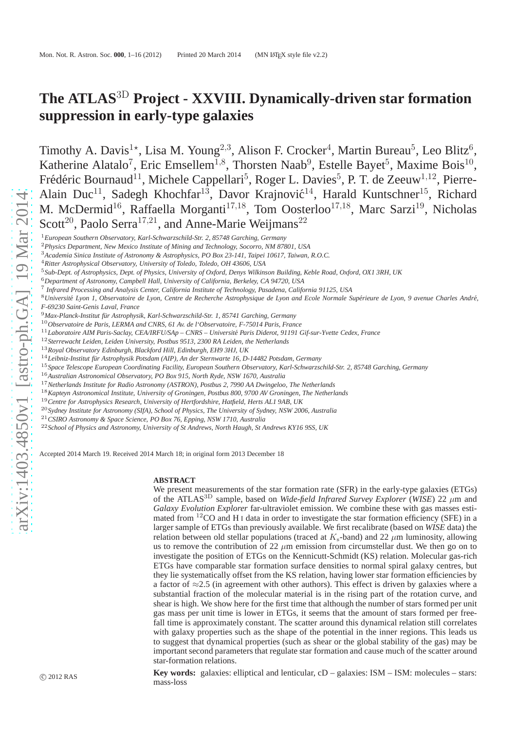# The ATLAS$^{3D}$ Project - XXVIII. Dynamically-driven star formation suppression in early-type galaxies

Timothy A. Davis[1⋆], Lisa M. Young[2,3], Alison F. Crocker[4], Martin Bureau[5], Leo Blitz[6], Katherine Alatalo[7], Eric Emsellem[1,8], Thorsten Naab[9], Estelle Bayet[5], Maxime Bois[10], Frédéric Bournaud[11], Michele Cappellari[5], Roger L. Davies[5], P. T. de Zeeuw[1,12], Pierre-Alain Duc[11], Sadegh Khochfar[13], Davor Krajnović[14], Harald Kuntschner[15], Richard M. McDermid[16], Raffaella Morganti[17,18], Tom Oosterloo[17,18], Marc Sarzi[19], Nicholas Scott[20], Paolo Serra[17,21], and Anne-Marie Weijmans[22]

[1]*European Southern Observatory, Karl-Schwarzschild-Str. 2, 85748 Garching, Germany*
[2]*Physics Department, New Mexico Institute of Mining and Technology, Socorro, NM 87801, USA*
[3]*Academia Sinica Institute of Astronomy & Astrophysics, PO Box 23-141, Taipei 10617, Taiwan, R.O.C.*
[4]*Ritter Astrophysical Observatory, University of Toledo, Toledo, OH 43606, USA*
[5]*Sub-Dept. of Astrophysics, Dept. of Physics, University of Oxford, Denys Wilkinson Building, Keble Road, Oxford, OX1 3RH, UK*
[6]*Department of Astronomy, Campbell Hall, University of California, Berkeley, CA 94720, USA*
[7]*Infrared Processing and Analysis Center, California Institute of Technology, Pasadena, California 91125, USA*
[8]*Université Lyon 1, Observatoire de Lyon, Centre de Recherche Astrophysique de Lyon and Ecole Normale Supérieure de Lyon, 9 avenue Charles André, F-69230 Saint-Genis Laval, France*
[9]*Max-Planck-Institut für Astrophysik, Karl-Schwarzschild-Str. 1, 85741 Garching, Germany*
[10]*Observatoire de Paris, LERMA and CNRS, 61 Av. de l'Observatoire, F-75014 Paris, France*
[11]*Laboratoire AIM Paris-Saclay, CEA/IRFU/SAp – CNRS – Université Paris Diderot, 91191 Gif-sur-Yvette Cedex, France*
[12]*Sterrewacht Leiden, Leiden University, Postbus 9513, 2300 RA Leiden, the Netherlands*
[13]*Royal Observatory Edinburgh, Blackford Hill, Edinburgh, EH9 3HJ, UK*
[14]*Leibniz-Institut für Astrophysik Potsdam (AIP), An der Sternwarte 16, D-14482 Potsdam, Germany*
[15]*Space Telescope European Coordinating Facility, European Southern Observatory, Karl-Schwarzschild-Str. 2, 85748 Garching, Germany*
[16]*Australian Astronomical Observatory, PO Box 915, North Ryde, NSW 1670, Australia*
[17]*Netherlands Institute for Radio Astronomy (ASTRON), Postbus 2, 7990 AA Dwingeloo, The Netherlands*
[18]*Kapteyn Astronomical Institute, University of Groningen, Postbus 800, 9700 AV Groningen, The Netherlands*
[19]*Centre for Astrophysics Research, University of Hertfordshire, Hatfield, Herts AL1 9AB, UK*
[20]*Sydney Institute for Astronomy (SIfA), School of Physics, The University of Sydney, NSW 2006, Australia*
[21]*CSIRO Astronomy & Space Science, PO Box 76, Epping, NSW 1710, Australia*
[22]*School of Physics and Astronomy, University of St Andrews, North Haugh, St Andrews KY16 9SS, UK*

Accepted 2014 March 19. Received 2014 March 18; in original form 2013 December 18

## ABSTRACT

We present measurements of the star formation rate (SFR) in the early-type galaxies (ETGs) of the ATLAS$^{3D}$ sample, based on *Wide-field Infrared Survey Explorer* (*WISE*) 22 $\mu$m and *Galaxy Evolution Explorer* far-ultraviolet emission. We combine these with gas masses estimated from $^{12}$CO and H I data in order to investigate the star formation efficiency (SFE) in a larger sample of ETGs than previously available. We first recalibrate (based on *WISE* data) the relation between old stellar populations (traced at $K_s$-band) and 22 $\mu$m luminosity, allowing us to remove the contribution of 22 $\mu$m emission from circumstellar dust. We then go on to investigate the position of ETGs on the Kennicutt-Schmidt (KS) relation. Molecular gas-rich ETGs have comparable star formation surface densities to normal spiral galaxy centres, but they lie systematically offset from the KS relation, having lower star formation efficiencies by a factor of $\approx$2.5 (in agreement with other authors). This effect is driven by galaxies where a substantial fraction of the molecular material is in the rising part of the rotation curve, and shear is high. We show here for the first time that although the number of stars formed per unit gas mass per unit time is lower in ETGs, it seems that the amount of stars formed per free-fall time is approximately constant. The scatter around this dynamical relation still correlates with galaxy properties such as the shape of the potential in the inner regions. This leads us to suggest that dynamical properties (such as shear or the global stability of the gas) may be important second parameters that regulate star formation and cause much of the scatter around star-formation relations.

**Key words:** galaxies: elliptical and lenticular, cD – galaxies: ISM – ISM: molecules – stars: mass-loss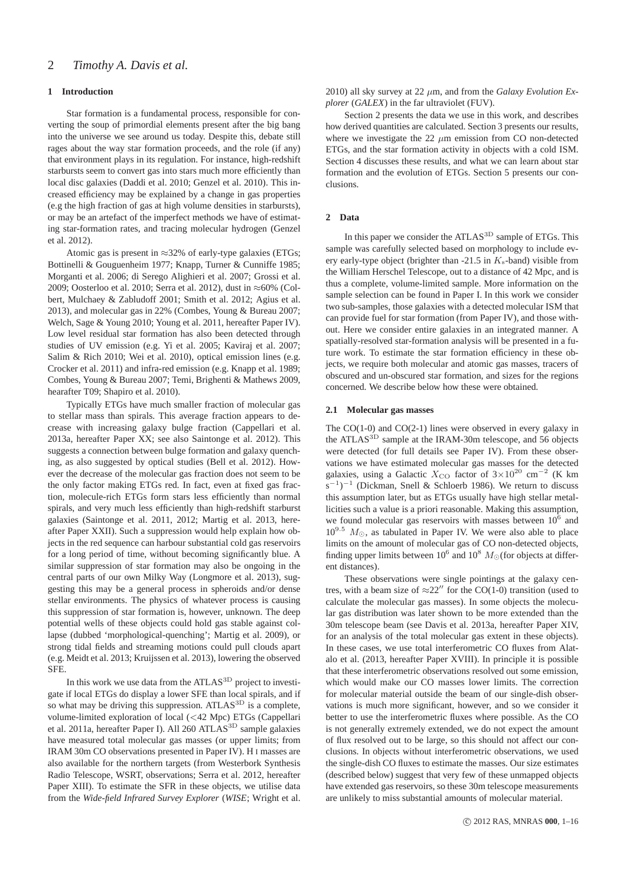## 1 Introduction

Star formation is a fundamental process, responsible for converting the soup of primordial elements present after the big bang into the universe we see around us today. Despite this, debate still rages about the way star formation proceeds, and the role (if any) that environment plays in its regulation. For instance, high-redshift starbursts seem to convert gas into stars much more efficiently than local disc galaxies (Daddi et al. 2010; Genzel et al. 2010). This increased efficiency may be explained by a change in gas properties (e.g the high fraction of gas at high volume densities in starbursts), or may be an artefact of the imperfect methods we have of estimating star-formation rates, and tracing molecular hydrogen (Genzel et al. 2012).

Atomic gas is present in $\approx$32% of early-type galaxies (ETGs; Bottinelli & Gouguenheim 1977; Knapp, Turner & Cunniffe 1985; Morganti et al. 2006; di Serego Alighieri et al. 2007; Grossi et al. 2009; Oosterloo et al. 2010; Serra et al. 2012), dust in $\approx$60% (Colbert, Mulchaey & Zabludoff 2001; Smith et al. 2012; Agius et al. 2013), and molecular gas in 22% (Combes, Young & Bureau 2007; Welch, Sage & Young 2010; Young et al. 2011, hereafter Paper IV). Low level residual star formation has also been detected through studies of UV emission (e.g. Yi et al. 2005; Kaviraj et al. 2007; Salim & Rich 2010; Wei et al. 2010), optical emission lines (e.g. Crocker et al. 2011) and infra-red emission (e.g. Knapp et al. 1989; Combes, Young & Bureau 2007; Temi, Brighenti & Mathews 2009, hearafter T09; Shapiro et al. 2010).

Typically ETGs have much smaller fraction of molecular gas to stellar mass than spirals. This average fraction appears to decrease with increasing galaxy bulge fraction (Cappellari et al. 2013a, hereafter Paper XX; see also Saintonge et al. 2012). This suggests a connection between bulge formation and galaxy quenching, as also suggested by optical studies (Bell et al. 2012). However the decrease of the molecular gas fraction does not seem to be the only factor making ETGs red. In fact, even at fixed gas fraction, molecule-rich ETGs form stars less efficiently than normal spirals, and very much less efficiently than high-redshift starburst galaxies (Saintonge et al. 2011, 2012; Martig et al. 2013, hereafter Paper XXII). Such a suppression would help explain how objects in the red sequence can harbour substantial cold gas reservoirs for a long period of time, without becoming significantly blue. A similar suppression of star formation may also be ongoing in the central parts of our own Milky Way (Longmore et al. 2013), suggesting this may be a general process in spheroids and/or dense stellar environments. The physics of whatever process is causing this suppression of star formation is, however, unknown. The deep potential wells of these objects could hold gas stable against collapse (dubbed 'morphological-quenching'; Martig et al. 2009), or strong tidal fields and streaming motions could pull clouds apart (e.g. Meidt et al. 2013; Kruijssen et al. 2013), lowering the observed SFE.

In this work we use data from the ATLAS$^{3D}$ project to investigate if local ETGs do display a lower SFE than local spirals, and if so what may be driving this suppression. ATLAS$^{3D}$ is a complete, volume-limited exploration of local (<42 Mpc) ETGs (Cappellari et al. 2011a, hereafter Paper I). All 260 ATLAS$^{3D}$ sample galaxies have measured total molecular gas masses (or upper limits; from IRAM 30m CO observations presented in Paper IV). H I masses are also available for the northern targets (from Westerbork Synthesis Radio Telescope, WSRT, observations; Serra et al. 2012, hereafter Paper XIII). To estimate the SFR in these objects, we utilise data from the *Wide-field Infrared Survey Explorer* (*WISE*; Wright et al. 2010) all sky survey at 22 $\mu$m, and from the *Galaxy Evolution Explorer* (*GALEX*) in the far ultraviolet (FUV).

Section 2 presents the data we use in this work, and describes how derived quantities are calculated. Section 3 presents our results, where we investigate the 22 $\mu$m emission from CO non-detected ETGs, and the star formation activity in objects with a cold ISM. Section 4 discusses these results, and what we can learn about star formation and the evolution of ETGs. Section 5 presents our conclusions.

## 2 Data

In this paper we consider the ATLAS$^{3D}$ sample of ETGs. This sample was carefully selected based on morphology to include every early-type object (brighter than -21.5 in $K_s$-band) visible from the William Herschel Telescope, out to a distance of 42 Mpc, and is thus a complete, volume-limited sample. More information on the sample selection can be found in Paper I. In this work we consider two sub-samples, those galaxies with a detected molecular ISM that can provide fuel for star formation (from Paper IV), and those without. Here we consider entire galaxies in an integrated manner. A spatially-resolved star-formation analysis will be presented in a future work. To estimate the star formation efficiency in these objects, we require both molecular and atomic gas masses, tracers of obscured and un-obscured star formation, and sizes for the regions concerned. We describe below how these were obtained.

### 2.1 Molecular gas masses

The CO(1-0) and CO(2-1) lines were observed in every galaxy in the ATLAS$^{3D}$ sample at the IRAM-30m telescope, and 56 objects were detected (for full details see Paper IV). From these observations we have estimated molecular gas masses for the detected galaxies, using a Galactic $X_{\rm CO}$ factor of $3{\times}10^{20}$ cm$^{-2}$ (K km s$^{-1}$)$^{-1}$ (Dickman, Snell & Schloerb 1986). We return to discuss this assumption later, but as ETGs usually have high stellar metallicities such a value is a priori reasonable. Making this assumption, we found molecular gas reservoirs with masses between $10^6$ and $10^{9.5}$ $M_{\odot}$, as tabulated in Paper IV. We were also able to place limits on the amount of molecular gas of CO non-detected objects, finding upper limits between $10^6$ and $10^8$ $M_{\odot}$(for objects at different distances).

These observations were single pointings at the galaxy centres, with a beam size of $\approx$22$''$ for the CO(1-0) transition (used to calculate the molecular gas masses). In some objects the molecular gas distribution was later shown to be more extended than the 30m telescope beam (see Davis et al. 2013a, hereafter Paper XIV, for an analysis of the total molecular gas extent in these objects). In these cases, we use total interferometric CO fluxes from Alatalo et al. (2013, hereafter Paper XVIII). In principle it is possible that these interferometric observations resolved out some emission, which would make our CO masses lower limits. The correction for molecular material outside the beam of our single-dish observations is much more significant, however, and so we consider it better to use the interferometric fluxes where possible. As the CO is not generally extremely extended, we do not expect the amount of flux resolved out to be large, so this should not affect our conclusions. In objects without interferometric observations, we used the single-dish CO fluxes to estimate the masses. Our size estimates (described below) suggest that very few of these unmapped objects have extended gas reservoirs, so these 30m telescope measurements are unlikely to miss substantial amounts of molecular material.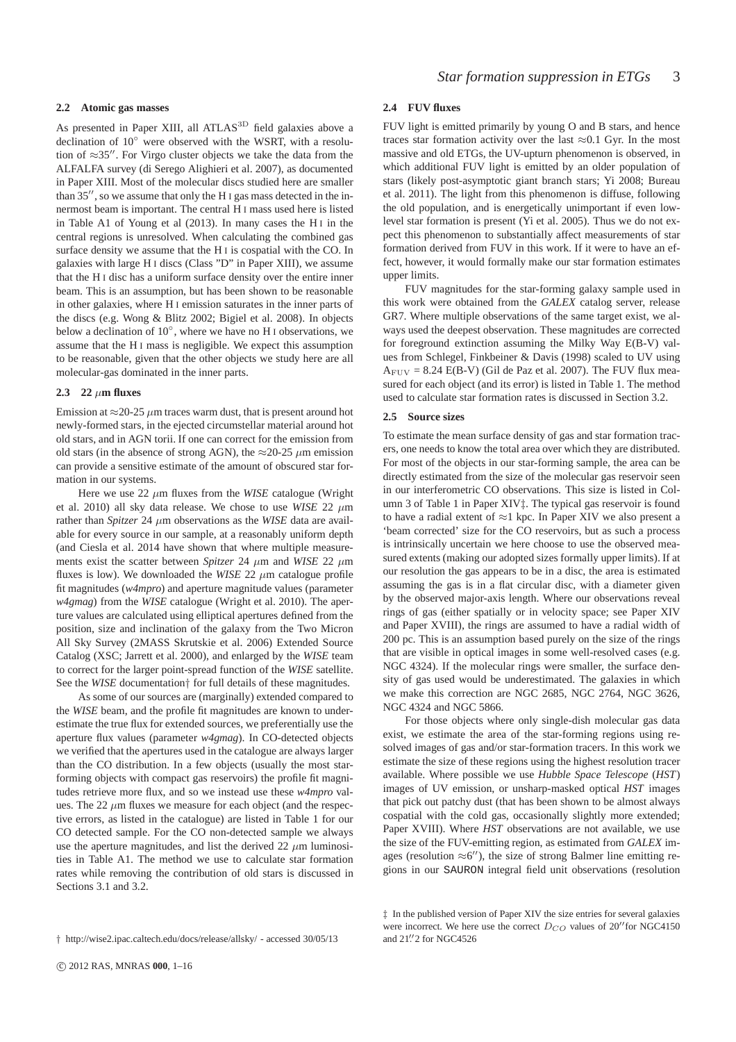### 2.2 Atomic gas masses

As presented in Paper XIII, all ATLAS$^{3D}$ field galaxies above a declination of 10° were observed with the WSRT, with a resolution of ≈35″. For Virgo cluster objects we take the data from the ALFALFA survey (di Serego Alighieri et al. 2007), as documented in Paper XIII. Most of the molecular discs studied here are smaller than 35″, so we assume that only the H I gas mass detected in the innermost beam is important. The central H I mass used here is listed in Table A1 of Young et al (2013). In many cases the H I in the central regions is unresolved. When calculating the combined gas surface density we assume that the H I is cospatial with the CO. In galaxies with large H I discs (Class "D" in Paper XIII), we assume that the H I disc has a uniform surface density over the entire inner beam. This is an assumption, but has been shown to be reasonable in other galaxies, where H I emission saturates in the inner parts of the discs (e.g. Wong & Blitz 2002; Bigiel et al. 2008). In objects below a declination of 10°, where we have no H I observations, we assume that the H I mass is negligible. We expect this assumption to be reasonable, given that the other objects we study here are all molecular-gas dominated in the inner parts.

### 2.3 22 $\mu$m fluxes

Emission at ≈20-25 $\mu$m traces warm dust, that is present around hot newly-formed stars, in the ejected circumstellar material around hot old stars, and in AGN torii. If one can correct for the emission from old stars (in the absence of strong AGN), the ≈20-25 $\mu$m emission can provide a sensitive estimate of the amount of obscured star formation in our systems.

Here we use 22 $\mu$m fluxes from the *WISE* catalogue (Wright et al. 2010) all sky data release. We chose to use *WISE* 22 $\mu$m rather than *Spitzer* 24 $\mu$m observations as the *WISE* data are available for every source in our sample, at a reasonably uniform depth (and Ciesla et al. 2014 have shown that where multiple measurements exist the scatter between *Spitzer* 24 $\mu$m and *WISE* 22 $\mu$m fluxes is low). We downloaded the *WISE* 22 $\mu$m catalogue profile fit magnitudes (*w4mpro*) and aperture magnitude values (parameter *w4gmag*) from the *WISE* catalogue (Wright et al. 2010). The aperture values are calculated using elliptical apertures defined from the position, size and inclination of the galaxy from the Two Micron All Sky Survey (2MASS Skrutskie et al. 2006) Extended Source Catalog (XSC; Jarrett et al. 2000), and enlarged by the *WISE* team to correct for the larger point-spread function of the *WISE* satellite. See the *WISE* documentation† for full details of these magnitudes.

As some of our sources are (marginally) extended compared to the *WISE* beam, and the profile fit magnitudes are known to underestimate the true flux for extended sources, we preferentially use the aperture flux values (parameter *w4gmag*). In CO-detected objects we verified that the apertures used in the catalogue are always larger than the CO distribution. In a few objects (usually the most star-forming objects with compact gas reservoirs) the profile fit magnitudes retrieve more flux, and so we instead use these *w4mpro* values. The 22 $\mu$m fluxes we measure for each object (and the respective errors, as listed in the catalogue) are listed in Table 1 for our CO detected sample. For the CO non-detected sample we always use the aperture magnitudes, and list the derived 22 $\mu$m luminosities in Table A1. The method we use to calculate star formation rates while removing the contribution of old stars is discussed in Sections 3.1 and 3.2.

† http://wise2.ipac.caltech.edu/docs/release/allsky/ - accessed 30/05/13

### 2.4 FUV fluxes

FUV light is emitted primarily by young O and B stars, and hence traces star formation activity over the last ≈0.1 Gyr. In the most massive and old ETGs, the UV-upturn phenomenon is observed, in which additional FUV light is emitted by an older population of stars (likely post-asymptotic giant branch stars; Yi 2008; Bureau et al. 2011). The light from this phenomenon is diffuse, following the old population, and is energetically unimportant if even low-level star formation is present (Yi et al. 2005). Thus we do not expect this phenomenon to substantially affect measurements of star formation derived from FUV in this work. If it were to have an effect, however, it would formally make our star formation estimates upper limits.

FUV magnitudes for the star-forming galaxy sample used in this work were obtained from the *GALEX* catalog server, release GR7. Where multiple observations of the same target exist, we always used the deepest observation. These magnitudes are corrected for foreground extinction assuming the Milky Way E(B-V) values from Schlegel, Finkbeiner & Davis (1998) scaled to UV using $A_{\rm FUV}$ = 8.24 E(B-V) (Gil de Paz et al. 2007). The FUV flux measured for each object (and its error) is listed in Table 1. The method used to calculate star formation rates is discussed in Section 3.2.

### 2.5 Source sizes

To estimate the mean surface density of gas and star formation tracers, one needs to know the total area over which they are distributed. For most of the objects in our star-forming sample, the area can be directly estimated from the size of the molecular gas reservoir seen in our interferometric CO observations. This size is listed in Column 3 of Table 1 in Paper XIV‡. The typical gas reservoir is found to have a radial extent of ≈1 kpc. In Paper XIV we also present a 'beam corrected' size for the CO reservoirs, but as such a process is intrinsically uncertain we here choose to use the observed measured extents (making our adopted sizes formally upper limits). If at our resolution the gas appears to be in a disc, the area is estimated assuming the gas is in a flat circular disc, with a diameter given by the observed major-axis length. Where our observations reveal rings of gas (either spatially or in velocity space; see Paper XIV and Paper XVIII), the rings are assumed to have a radial width of 200 pc. This is an assumption based purely on the size of the rings that are visible in optical images in some well-resolved cases (e.g. NGC 4324). If the molecular rings were smaller, the surface density of gas used would be underestimated. The galaxies in which we make this correction are NGC 2685, NGC 2764, NGC 3626, NGC 4324 and NGC 5866.

For those objects where only single-dish molecular gas data exist, we estimate the area of the star-forming regions using resolved images of gas and/or star-formation tracers. In this work we estimate the size of these regions using the highest resolution tracer available. Where possible we use *Hubble Space Telescope* (*HST*) images of UV emission, or unsharp-masked optical *HST* images that pick out patchy dust (that has been shown to be almost always cospatial with the cold gas, occasionally slightly more extended; Paper XVIII). Where *HST* observations are not available, we use the size of the FUV-emitting region, as estimated from *GALEX* images (resolution ≈6″), the size of strong Balmer line emitting regions in our SAURON integral field unit observations (resolution

‡ In the published version of Paper XIV the size entries for several galaxies were incorrect. We here use the correct $D_{CO}$ values of 20″ for NGC4150 and 21.″2 for NGC4526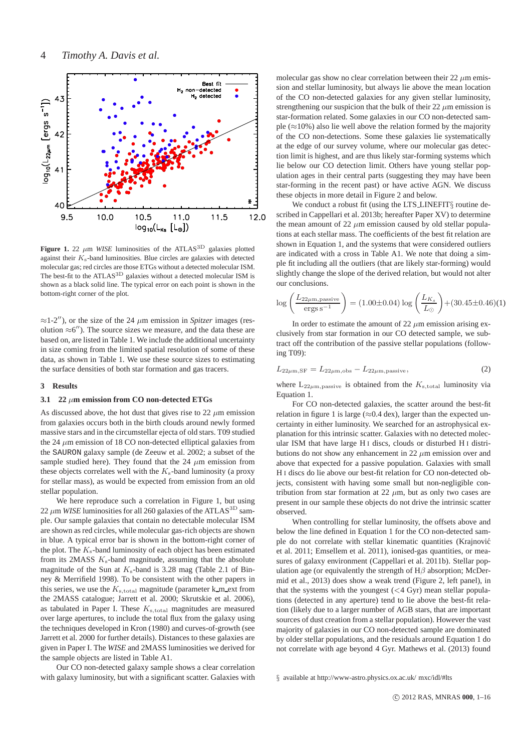**Figure 1.** 22 $\mu$m *WISE* luminosities of the ATLAS$^{3D}$ galaxies plotted against their $K_s$-band luminosities. Blue circles are galaxies with detected molecular gas; red circles are those ETGs without a detected molecular ISM. The best-fit to the ATLAS$^{3D}$ galaxies without a detected molecular ISM is shown as a black solid line. The typical error on each point is shown in the bottom-right corner of the plot.

≈1-2″), or the size of the 24 $\mu$m emission in *Spitzer* images (resolution ≈6″). The source sizes we measure, and the data these are based on, are listed in Table 1. We include the additional uncertainty in size coming from the limited spatial resolution of some of these data, as shown in Table 1. We use these source sizes to estimating the surface densities of both star formation and gas tracers.

## 3 Results

### 3.1 22 $\mu$m emission from CO non-detected ETGs

As discussed above, the hot dust that gives rise to 22 $\mu$m emission from galaxies occurs both in the birth clouds around newly formed massive stars and in the circumstellar ejecta of old stars. T09 studied the 24 $\mu$m emission of 18 CO non-detected elliptical galaxies from the SAURON galaxy sample (de Zeeuw et al. 2002; a subset of the sample studied here). They found that the 24 $\mu$m emission from these objects correlates well with the $K_s$-band luminosity (a proxy for stellar mass), as would be expected from emission from an old stellar population.

We here reproduce such a correlation in Figure 1, but using 22 $\mu$m *WISE* luminosities for all 260 galaxies of the ATLAS$^{3D}$ sample. Our sample galaxies that contain no detectable molecular ISM are shown as red circles, while molecular gas-rich objects are shown in blue. A typical error bar is shown in the bottom-right corner of the plot. The $K_s$-band luminosity of each object has been estimated from its 2MASS $K_s$-band magnitude, assuming that the absolute magnitude of the Sun at $K_s$-band is 3.28 mag (Table 2.1 of Binney & Merrifield 1998). To be consistent with the other papers in this series, we use the $K_{s,\rm total}$ magnitude (parameter k_m_ext from the 2MASS catalogue; Jarrett et al. 2000; Skrutskie et al. 2006), as tabulated in Paper I. These $K_{s,\rm total}$ magnitudes are measured over large apertures, to include the total flux from the galaxy using the techniques developed in Kron (1980) and curves-of-growth (see Jarrett et al. 2000 for further details). Distances to these galaxies are given in Paper I. The *WISE* and 2MASS luminosities we derived for the sample objects are listed in Table A1.

Our CO non-detected galaxy sample shows a clear correlation with galaxy luminosity, but with a significant scatter. Galaxies with molecular gas show no clear correlation between their 22 $\mu$m emission and stellar luminosity, but always lie above the mean location of the CO non-detected galaxies for any given stellar luminosity, strengthening our suspicion that the bulk of their 22 $\mu$m emission is star-formation related. Some galaxies in our CO non-detected sample (≈10%) also lie well above the relation formed by the majority of the CO non-detections. Some these galaxies lie systematically at the edge of our survey volume, where our molecular gas detection limit is highest, and are thus likely star-forming systems which lie below our CO detection limit. Others have young stellar population ages in their central parts (suggesting they may have been star-forming in the recent past) or have active AGN. We discuss these objects in more detail in Figure 2 and below.

We conduct a robust fit (using the LTS_LINEFIT§ routine described in Cappellari et al. 2013b; hereafter Paper XV) to determine the mean amount of 22 $\mu$m emission caused by old stellar populations at each stellar mass. The coefficients of the best fit relation are shown in Equation 1, and the systems that were considered outliers are indicated with a cross in Table A1. We note that doing a simple fit including all the outliers (that are likely star-forming) would slightly change the slope of the derived relation, but would not alter our conclusions.

$$\log\left(\frac{L_{22\mu\rm m,passive}}{\rm ergs\,s^{-1}}\right) = (1.00{\pm}0.04)\,\log\left(\frac{L_{K_s}}{L_{\odot}}\right) + (30.45{\pm}0.46) \tag{1}$$

In order to estimate the amount of 22 $\mu$m emission arising exclusively from star formation in our CO detected sample, we subtract off the contribution of the passive stellar populations (following T09):

$$L_{22\mu\rm m,SF} = L_{22\mu\rm m,obs} - L_{22\mu\rm m,passive}, \tag{2}$$

where $L_{22\mu\rm m,passive}$ is obtained from the $K_{s,\rm total}$ luminosity via Equation 1.

For CO non-detected galaxies, the scatter around the best-fit relation in figure 1 is large (≈0.4 dex), larger than the expected uncertainty in either luminosity. We searched for an astrophysical explanation for this intrinsic scatter. Galaxies with no detected molecular ISM that have large H I discs, clouds or disturbed H I distributions do not show any enhancement in 22 $\mu$m emission over and above that expected for a passive population. Galaxies with small H I discs do lie above our best-fit relation for CO non-detected objects, consistent with having some small but non-negligible contribution from star formation at 22 $\mu$m, but as only two cases are present in our sample these objects do not drive the intrinsic scatter observed.

When controlling for stellar luminosity, the offsets above and below the line defined in Equation 1 for the CO non-detected sample do not correlate with stellar kinematic quantities (Krajnović et al. 2011; Emsellem et al. 2011), ionised-gas quantities, or measures of galaxy environment (Cappellari et al. 2011b). Stellar population age (or equivalently the strength of H$\beta$ absorption; McDermid et al., 2013) does show a weak trend (Figure 2, left panel), in that the systems with the youngest (<4 Gyr) mean stellar populations (detected in any aperture) tend to lie above the best-fit relation (likely due to a larger number of AGB stars, that are important sources of dust creation from a stellar population). However the vast majority of galaxies in our CO non-detected sample are dominated by older stellar populations, and the residuals around Equation 1 do not correlate with age beyond 4 Gyr. Mathews et al. (2013) found

§ available at http://www-astro.physics.ox.ac.uk/ mxc/idl/#lts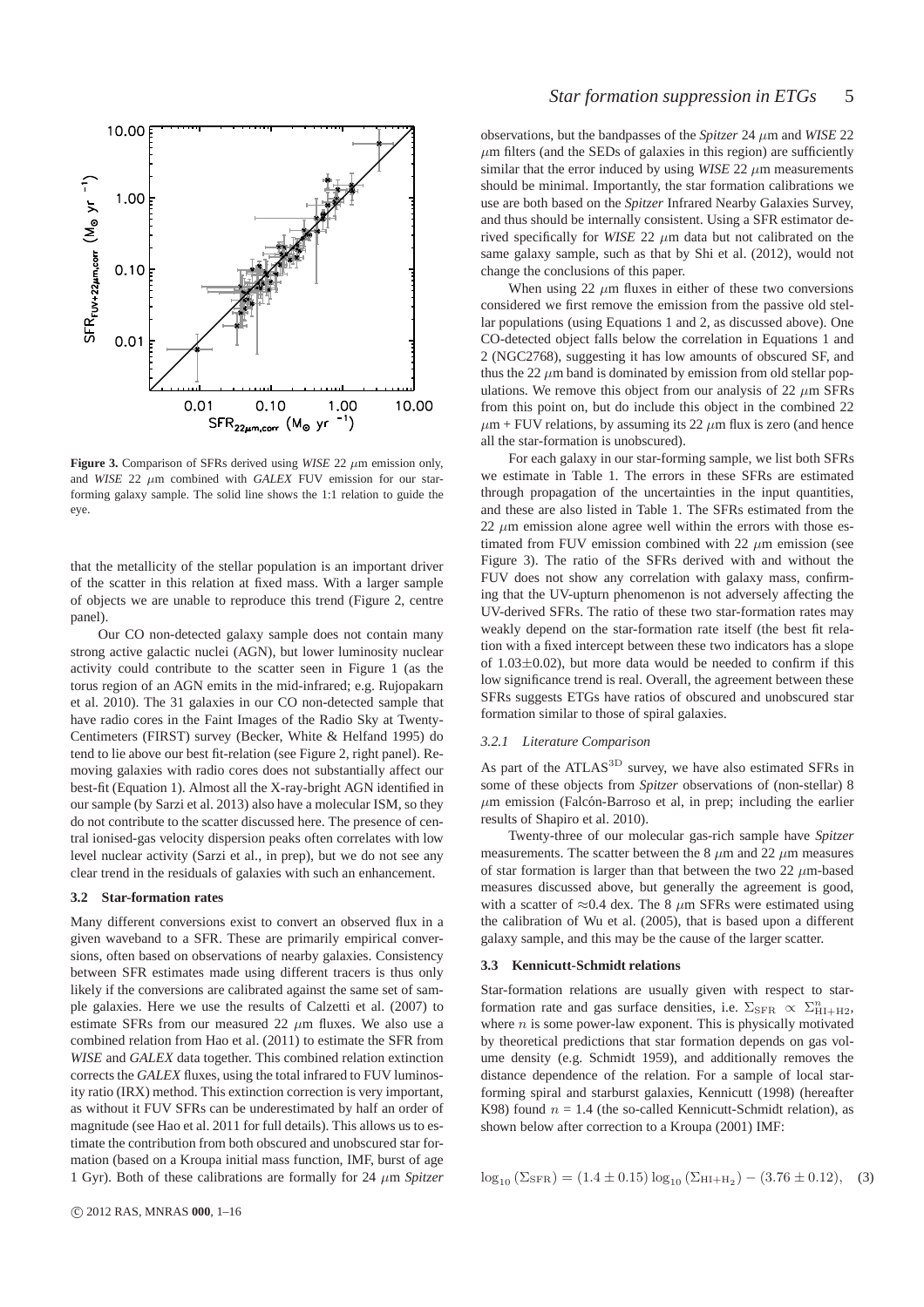**Figure 3.** Comparison of SFRs derived using *WISE* 22 $\mu$m emission only, and *WISE* 22 $\mu$m combined with *GALEX* FUV emission for our star-forming galaxy sample. The solid line shows the 1:1 relation to guide the eye.

that the metallicity of the stellar population is an important driver of the scatter in this relation at fixed mass. With a larger sample of objects we are unable to reproduce this trend (Figure 2, centre panel).

Our CO non-detected galaxy sample does not contain many strong active galactic nuclei (AGN), but lower luminosity nuclear activity could contribute to the scatter seen in Figure 1 (as the torus region of an AGN emits in the mid-infrared; e.g. Rujopakarn et al. 2010). The 31 galaxies in our CO non-detected sample that have radio cores in the Faint Images of the Radio Sky at Twenty-Centimeters (FIRST) survey (Becker, White & Helfand 1995) do tend to lie above our best fit-relation (see Figure 2, right panel). Removing galaxies with radio cores does not substantially affect our best-fit (Equation 1). Almost all the X-ray-bright AGN identified in our sample (by Sarzi et al. 2013) also have a molecular ISM, so they do not contribute to the scatter discussed here. The presence of central ionised-gas velocity dispersion peaks often correlates with low level nuclear activity (Sarzi et al., in prep), but we do not see any clear trend in the residuals of galaxies with such an enhancement.

### 3.2 Star-formation rates

Many different conversions exist to convert an observed flux in a given waveband to a SFR. These are primarily empirical conversions, often based on observations of nearby galaxies. Consistency between SFR estimates made using different tracers is thus only likely if the conversions are calibrated against the same set of sample galaxies. Here we use the results of Calzetti et al. (2007) to estimate SFRs from our measured 22 $\mu$m fluxes. We also use a combined relation from Hao et al. (2011) to estimate the SFR from *WISE* and *GALEX* data together. This combined relation extinction corrects the *GALEX* fluxes, using the total infrared to FUV luminosity ratio (IRX) method. This extinction correction is very important, as without it FUV SFRs can be underestimated by half an order of magnitude (see Hao et al. 2011 for full details). This allows us to estimate the contribution from both obscured and unobscured star formation (based on a Kroupa initial mass function, IMF, burst of age 1 Gyr). Both of these calibrations are formally for 24 $\mu$m *Spitzer* observations, but the bandpasses of the *Spitzer* 24 $\mu$m and *WISE* 22 $\mu$m filters (and the SEDs of galaxies in this region) are sufficiently similar that the error induced by using *WISE* 22 $\mu$m measurements should be minimal. Importantly, the star formation calibrations we use are both based on the *Spitzer* Infrared Nearby Galaxies Survey, and thus should be internally consistent. Using a SFR estimator derived specifically for *WISE* 22 $\mu$m data but not calibrated on the same galaxy sample, such as that by Shi et al. (2012), would not change the conclusions of this paper.

When using 22 $\mu$m fluxes in either of these two conversions considered we first remove the emission from the passive old stellar populations (using Equations 1 and 2, as discussed above). One CO-detected object falls below the correlation in Equations 1 and 2 (NGC2768), suggesting it has low amounts of obscured SF, and thus the 22 $\mu$m band is dominated by emission from old stellar populations. We remove this object from our analysis of 22 $\mu$m SFRs from this point on, but do include this object in the combined 22 $\mu$m + FUV relations, by assuming its 22 $\mu$m flux is zero (and hence all the star-formation is unobscured).

For each galaxy in our star-forming sample, we list both SFRs we estimate in Table 1. The errors in these SFRs are estimated through propagation of the uncertainties in the input quantities, and these are also listed in Table 1. The SFRs estimated from the 22 $\mu$m emission alone agree well within the errors with those estimated from FUV emission combined with 22 $\mu$m emission (see Figure 3). The ratio of the SFRs derived with and without the FUV does not show any correlation with galaxy mass, confirming that the UV-upturn phenomenon is not adversely affecting the UV-derived SFRs. The ratio of these two star-formation rates may weakly depend on the star-formation rate itself (the best fit relation with a fixed intercept between these two indicators has a slope of 1.03$\pm$0.02), but more data would be needed to confirm if this low significance trend is real. Overall, the agreement between these SFRs suggests ETGs have ratios of obscured and unobscured star formation similar to those of spiral galaxies.

#### 3.2.1 Literature Comparison

As part of the ATLAS$^{\rm 3D}$ survey, we have also estimated SFRs in some of these objects from *Spitzer* observations of (non-stellar) 8 $\mu$m emission (Falcón-Barroso et al, in prep; including the earlier results of Shapiro et al. 2010).

Twenty-three of our molecular gas-rich sample have *Spitzer* measurements. The scatter between the 8 $\mu$m and 22 $\mu$m measures of star formation is larger than that between the two 22 $\mu$m-based measures discussed above, but generally the agreement is good, with a scatter of $\approx$0.4 dex. The 8 $\mu$m SFRs were estimated using the calibration of Wu et al. (2005), that is based upon a different galaxy sample, and this may be the cause of the larger scatter.

### 3.3 Kennicutt-Schmidt relations

Star-formation relations are usually given with respect to star-formation rate and gas surface densities, i.e. $\Sigma_{\rm SFR} \propto \Sigma^{n}_{\rm HI+H2}$, where $n$ is some power-law exponent. This is physically motivated by theoretical predictions that star formation depends on gas volume density (e.g. Schmidt 1959), and additionally removes the distance dependence of the relation. For a sample of local star-forming spiral and starburst galaxies, Kennicutt (1998) (hereafter K98) found $n$ = 1.4 (the so-called Kennicutt-Schmidt relation), as shown below after correction to a Kroupa (2001) IMF:

$$\log_{10}(\Sigma_{\rm SFR}) = (1.4 \pm 0.15)\log_{10}(\Sigma_{\rm HI+H_2}) - (3.76 \pm 0.12), \quad (3)$$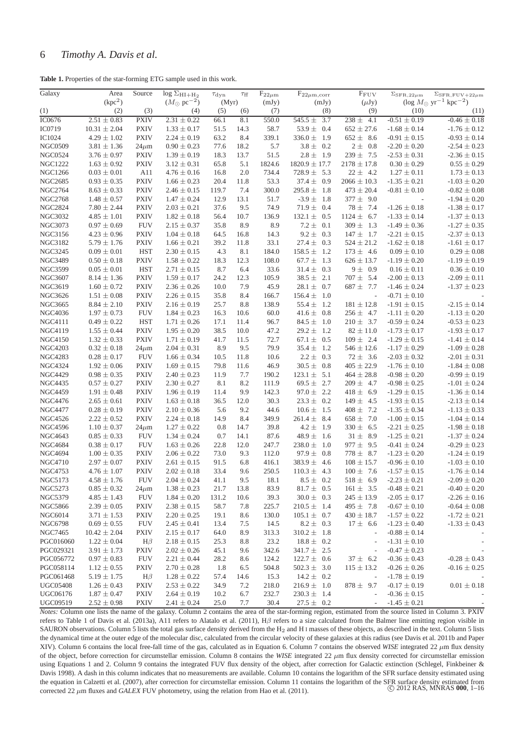**Table 1.** Properties of the star-forming ETG sample used in this work.

| Galaxy | Area | Source | $\log \Sigma_{\rm HI+H_2}$ | $\tau_{\rm dyn}$ | $\tau_{\rm ff}$ | $F_{22\mu m}$ | $F_{22\mu m,\rm corr}$ | $F_{\rm FUV}$ | $\Sigma_{\rm SFR,22\mu m}$ | $\Sigma_{\rm SFR,FUV+22\mu m}$ |
|---|---|---|---|---|---|---|---|---|---|---|
| | (kpc$^2$) | | ($M_\odot$ pc$^{-2}$) | (Myr) | | (mJy) | (mJy) | ($\mu$Jy) | (log $M_\odot$ yr$^{-1}$ kpc$^{-2}$) | |
| (1) | (2) | (3) | (4) | (5) | (6) | (7) | (8) | (9) | (10) | (11) |
| IC0676 | 2.51 ± 0.83 | PXIV | 2.31 ± 0.22 | 66.1 | 8.1 | 550.0 | 545.5 ± 3.7 | 238 ± 4.1 | -0.51 ± 0.19 | -0.46 ± 0.18 |
| IC0719 | 10.31 ± 2.04 | PXIV | 1.33 ± 0.17 | 51.5 | 14.3 | 58.7 | 53.9 ± 0.4 | 652 ± 27.6 | -1.68 ± 0.14 | -1.76 ± 0.12 |
| IC1024 | 4.29 ± 1.02 | PXIV | 2.24 ± 0.19 | 63.2 | 8.4 | 339.1 | 336.0 ± 1.9 | 652 ± 8.6 | -0.91 ± 0.15 | -0.93 ± 0.14 |
| NGC0509 | 3.81 ± 1.36 | 24$\mu$m | 0.90 ± 0.23 | 77.6 | 18.2 | 5.7 | 3.8 ± 0.2 | 2 ± 0.8 | -2.20 ± 0.20 | -2.54 ± 0.23 |
| NGC0524 | 3.76 ± 0.97 | PXIV | 1.39 ± 0.19 | 18.3 | 13.7 | 51.5 | 2.8 ± 1.9 | 239 ± 7.5 | -2.53 ± 0.31 | -2.36 ± 0.15 |
| NGC1222 | 1.63 ± 0.92 | PXIV | 3.12 ± 0.31 | 65.8 | 5.1 | 1824.6 | 1820.9 ± 17.7 | 2178 ± 17.8 | 0.30 ± 0.29 | 0.55 ± 0.29 |
| NGC1266 | 0.03 ± 0.01 | A11 | 4.76 ± 0.16 | 16.8 | 2.0 | 734.4 | 728.9 ± 5.3 | 22 ± 4.2 | 1.27 ± 0.11 | 1.73 ± 0.13 |
| NGC2685 | 0.93 ± 0.35 | PXIV | 1.66 ± 0.23 | 20.4 | 11.8 | 53.3 | 37.4 ± 0.9 | 2066 ± 10.3 | -1.35 ± 0.21 | -1.03 ± 0.20 |
| NGC2764 | 8.63 ± 0.33 | PXIV | 2.46 ± 0.15 | 119.7 | 7.4 | 300.0 | 295.8 ± 1.8 | 473 ± 20.4 | -0.81 ± 0.10 | -0.82 ± 0.08 |
| NGC2768 | 1.48 ± 0.57 | PXIV | 1.47 ± 0.24 | 12.9 | 13.1 | 51.7 | -3.9 ± 1.8 | 377 ± 9.0 | - | -1.94 ± 0.20 |
| NGC2824 | 7.80 ± 2.44 | PXIV | 2.03 ± 0.21 | 37.6 | 9.5 | 74.9 | 71.9 ± 0.4 | 78 ± 7.4 | -1.26 ± 0.18 | -1.38 ± 0.17 |
| NGC3032 | 4.85 ± 1.01 | PXIV | 1.82 ± 0.18 | 56.4 | 10.7 | 136.9 | 132.1 ± 0.5 | 1124 ± 6.7 | -1.33 ± 0.14 | -1.37 ± 0.13 |
| NGC3073 | 0.97 ± 0.69 | FUV | 2.15 ± 0.37 | 35.8 | 8.9 | 8.9 | 7.2 ± 0.1 | 309 ± 1.3 | -1.49 ± 0.36 | -1.27 ± 0.35 |
| NGC3156 | 4.23 ± 0.96 | PXIV | 1.04 ± 0.18 | 64.5 | 16.8 | 14.3 | 9.2 ± 0.3 | 147 ± 1.7 | -2.21 ± 0.15 | -2.37 ± 0.13 |
| NGC3182 | 5.79 ± 1.76 | PXIV | 1.66 ± 0.21 | 39.2 | 11.8 | 33.1 | 27.4 ± 0.3 | 524 ± 21.2 | -1.62 ± 0.18 | -1.61 ± 0.17 |
| NGC3245 | 0.09 ± 0.01 | HST | 2.30 ± 0.15 | 4.3 | 8.1 | 184.0 | 158.5 ± 1.2 | 173 ± 4.6 | 0.09 ± 0.10 | 0.29 ± 0.08 |
| NGC3489 | 0.50 ± 0.18 | PXIV | 1.58 ± 0.22 | 18.3 | 12.3 | 108.0 | 67.7 ± 1.3 | 626 ± 13.7 | -1.19 ± 0.20 | -1.19 ± 0.19 |
| NGC3599 | 0.05 ± 0.01 | HST | 2.71 ± 0.15 | 8.7 | 6.4 | 33.6 | 31.4 ± 0.3 | 9 ± 0.9 | 0.16 ± 0.11 | 0.36 ± 0.10 |
| NGC3607 | 8.14 ± 1.36 | PXIV | 1.59 ± 0.17 | 24.2 | 12.3 | 105.9 | 38.5 ± 2.1 | 707 ± 5.4 | -2.00 ± 0.13 | -2.09 ± 0.11 |
| NGC3619 | 1.60 ± 0.72 | PXIV | 2.36 ± 0.26 | 10.0 | 7.9 | 45.9 | 28.1 ± 0.7 | 687 ± 7.7 | -1.46 ± 0.24 | -1.37 ± 0.23 |
| NGC3626 | 1.51 ± 0.08 | PXIV | 2.26 ± 0.15 | 35.8 | 8.4 | 166.7 | 156.4 ± 1.0 | - | -0.71 ± 0.10 | - |
| NGC3665 | 8.84 ± 2.10 | PXIV | 2.16 ± 0.19 | 25.7 | 8.8 | 138.9 | 55.4 ± 1.2 | 181 ± 12.8 | -1.91 ± 0.15 | -2.15 ± 0.14 |
| NGC4036 | 1.97 ± 0.73 | FUV | 1.84 ± 0.23 | 16.3 | 10.6 | 60.0 | 41.6 ± 0.8 | 256 ± 4.7 | -1.11 ± 0.20 | -1.13 ± 0.20 |
| NGC4111 | 0.49 ± 0.22 | HST | 1.71 ± 0.26 | 17.1 | 11.4 | 96.7 | 84.5 ± 1.0 | 210 ± 3.7 | -0.59 ± 0.24 | -0.53 ± 0.23 |
| NGC4119 | 1.55 ± 0.44 | PXIV | 1.95 ± 0.20 | 38.5 | 10.0 | 47.2 | 29.2 ± 1.2 | 82 ± 11.0 | -1.73 ± 0.17 | -1.93 ± 0.17 |
| NGC4150 | 1.32 ± 0.33 | PXIV | 1.71 ± 0.19 | 41.7 | 11.5 | 72.7 | 67.1 ± 0.5 | 109 ± 2.4 | -1.29 ± 0.15 | -1.41 ± 0.14 |
| NGC4203 | 0.32 ± 0.18 | 24$\mu$m | 2.04 ± 0.31 | 8.9 | 9.5 | 79.9 | 35.4 ± 1.2 | 546 ± 12.6 | -1.17 ± 0.29 | -1.09 ± 0.28 |
| NGC4283 | 0.28 ± 0.17 | FUV | 1.66 ± 0.34 | 10.5 | 11.8 | 10.6 | 2.2 ± 0.3 | 72 ± 3.6 | -2.03 ± 0.32 | -2.01 ± 0.31 |
| NGC4324 | 1.92 ± 0.06 | PXIV | 1.69 ± 0.15 | 79.8 | 11.6 | 46.9 | 30.5 ± 0.8 | 405 ± 22.9 | -1.76 ± 0.10 | -1.84 ± 0.08 |
| NGC4429 | 0.98 ± 0.35 | PXIV | 2.40 ± 0.23 | 11.9 | 7.7 | 190.2 | 123.1 ± 5.1 | 464 ± 28.8 | -0.98 ± 0.20 | -0.99 ± 0.19 |
| NGC4435 | 0.57 ± 0.27 | PXIV | 2.30 ± 0.27 | 8.1 | 8.2 | 111.9 | 69.5 ± 2.7 | 209 ± 4.7 | -0.98 ± 0.25 | -1.01 ± 0.24 |
| NGC4459 | 1.91 ± 0.48 | PXIV | 1.96 ± 0.19 | 11.4 | 9.9 | 142.3 | 97.0 ± 2.2 | 418 ± 6.9 | -1.29 ± 0.15 | -1.36 ± 0.14 |
| NGC4476 | 2.65 ± 0.61 | PXIV | 1.63 ± 0.18 | 36.5 | 12.0 | 30.3 | 23.3 ± 0.2 | 149 ± 4.5 | -1.93 ± 0.15 | -2.13 ± 0.14 |
| NGC4477 | 0.28 ± 0.19 | PXIV | 2.10 ± 0.36 | 5.6 | 9.2 | 44.6 | 10.6 ± 1.5 | 408 ± 7.2 | -1.35 ± 0.34 | -1.13 ± 0.33 |
| NGC4526 | 2.22 ± 0.52 | PXIV | 2.24 ± 0.18 | 14.9 | 8.4 | 349.9 | 261.4 ± 8.4 | 658 ± 7.0 | -1.00 ± 0.15 | -1.04 ± 0.14 |
| NGC4596 | 1.10 ± 0.37 | 24$\mu$m | 1.27 ± 0.22 | 0.8 | 14.7 | 39.8 | 4.2 ± 1.9 | 330 ± 6.5 | -2.21 ± 0.25 | -1.98 ± 0.18 |
| NGC4643 | 0.85 ± 0.33 | FUV | 1.34 ± 0.24 | 0.7 | 14.1 | 87.6 | 48.9 ± 1.6 | 31 ± 8.9 | -1.25 ± 0.21 | -1.37 ± 0.24 |
| NGC4684 | 0.38 ± 0.17 | FUV | 1.63 ± 0.26 | 22.8 | 12.0 | 247.7 | 238.0 ± 1.0 | 977 ± 9.5 | -0.41 ± 0.24 | -0.29 ± 0.23 |
| NGC4694 | 1.00 ± 0.35 | PXIV | 2.06 ± 0.22 | 73.0 | 9.3 | 112.0 | 97.9 ± 0.8 | 778 ± 8.7 | -1.23 ± 0.20 | -1.24 ± 0.19 |
| NGC4710 | 2.97 ± 0.07 | PXIV | 2.61 ± 0.15 | 91.5 | 6.8 | 416.1 | 383.9 ± 4.6 | 108 ± 15.7 | -0.96 ± 0.10 | -1.03 ± 0.10 |
| NGC4753 | 4.76 ± 1.07 | PXIV | 2.02 ± 0.18 | 33.4 | 9.6 | 250.5 | 110.3 ± 4.3 | 100 ± 7.6 | -1.57 ± 0.15 | -1.76 ± 0.14 |
| NGC5173 | 4.58 ± 1.76 | FUV | 2.04 ± 0.24 | 41.1 | 9.5 | 18.1 | 8.5 ± 0.2 | 518 ± 6.9 | -2.23 ± 0.21 | -2.09 ± 0.20 |
| NGC5273 | 0.85 ± 0.32 | 24$\mu$m | 1.38 ± 0.23 | 21.7 | 13.8 | 83.9 | 81.7 ± 0.5 | 161 ± 3.5 | -0.48 ± 0.21 | -0.40 ± 0.20 |
| NGC5379 | 4.85 ± 1.43 | FUV | 1.84 ± 0.20 | 131.2 | 10.6 | 39.3 | 30.0 ± 0.3 | 245 ± 13.9 | -2.05 ± 0.17 | -2.26 ± 0.16 |
| NGC5866 | 2.39 ± 0.05 | PXIV | 2.38 ± 0.15 | 58.7 | 7.8 | 225.7 | 210.5 ± 1.4 | 495 ± 7.8 | -0.67 ± 0.10 | -0.64 ± 0.08 |
| NGC6014 | 3.71 ± 1.53 | PXIV | 2.20 ± 0.25 | 19.1 | 8.6 | 130.0 | 105.1 ± 0.7 | 430 ± 18.7 | -1.57 ± 0.22 | -1.72 ± 0.21 |
| NGC6798 | 0.69 ± 0.55 | FUV | 2.45 ± 0.41 | 13.4 | 7.5 | 14.5 | 8.2 ± 0.3 | 17 ± 6.6 | -1.23 ± 0.40 | -1.33 ± 0.43 |
| NGC7465 | 10.42 ± 2.04 | PXIV | 2.15 ± 0.17 | 64.0 | 8.9 | 313.3 | 310.2 ± 1.8 | - | -0.88 ± 0.14 | - |
| PGC016060 | 1.22 ± 0.04 | H$\beta$ | 2.18 ± 0.15 | 25.3 | 8.8 | 23.2 | 18.8 ± 0.2 | - | -1.31 ± 0.10 | - |
| PGC029321 | 3.91 ± 1.73 | PXIV | 2.02 ± 0.26 | 45.1 | 9.6 | 342.6 | 341.7 ± 2.5 | - | -0.47 ± 0.23 | - |
| PGC056772 | 0.97 ± 0.83 | FUV | 2.21 ± 0.44 | 28.2 | 8.6 | 124.2 | 122.7 ± 0.6 | 37 ± 6.2 | -0.36 ± 0.43 | -0.28 ± 0.43 |
| PGC058114 | 1.12 ± 0.55 | PXIV | 2.70 ± 0.28 | 1.8 | 6.5 | 504.8 | 502.3 ± 3.0 | 115 ± 13.2 | -0.26 ± 0.26 | -0.16 ± 0.25 |
| PGC061468 | 5.19 ± 1.75 | H$\beta$ | 1.28 ± 0.22 | 57.4 | 14.6 | 15.3 | 14.2 ± 0.2 | - | -1.78 ± 0.19 | - |
| UGC05408 | 1.26 ± 0.43 | PXIV | 2.53 ± 0.22 | 34.9 | 7.2 | 218.0 | 216.9 ± 1.0 | 878 ± 9.7 | -0.17 ± 0.19 | 0.01 ± 0.18 |
| UGC06176 | 1.87 ± 0.47 | PXIV | 2.64 ± 0.19 | 10.2 | 6.7 | 232.7 | 230.3 ± 1.4 | - | -0.36 ± 0.15 | - |
| UGC09519 | 2.52 ± 0.98 | PXIV | 2.41 ± 0.24 | 25.0 | 7.7 | 30.4 | 27.5 ± 0.2 | - | -1.45 ± 0.21 | - |

*Notes:* Column one lists the name of the galaxy. Column 2 contains the area of the star-forming region, estimated from the source listed in Column 3. PXIV refers to Table 1 of Davis et al. (2013a), A11 refers to Alatalo et al. (2011), H$\beta$ refers to a size calculated from the Balmer line emitting region visible in SAURON observations. Column 5 lists the total gas surface density derived from the $H_2$ and H I masses of these objects, as described in the text. Column 5 lists the dynamical time at the outer edge of the molecular disc, calculated from the circular velocity of these galaxies at this radius (see Davis et al. 2011b and Paper XIV). Column 6 contains the local free-fall time of the gas, calculated as in Equation 6. Column 7 contains the observed *WISE* integrated 22 $\mu$m flux density of the object, before correction for circumstellar emission. Column 8 contains the *WISE* integrated 22 $\mu$m flux density corrected for circumstellar emission using Equations 1 and 2. Column 9 contains the integrated FUV flux density of the object, after correction for Galactic extinction (Schlegel, Finkbeiner & Davis 1998). A dash in this column indicates that no measurements are available. Column 10 contains the logarithm of the SFR surface density estimated using the equation in Calzetti et al. (2007), after correction for circumstellar emission. Column 11 contains the logarithm of the SFR surface density estimated from corrected 22 $\mu$m fluxes and *GALEX* FUV photometry, using the relation from Hao et al. (2011).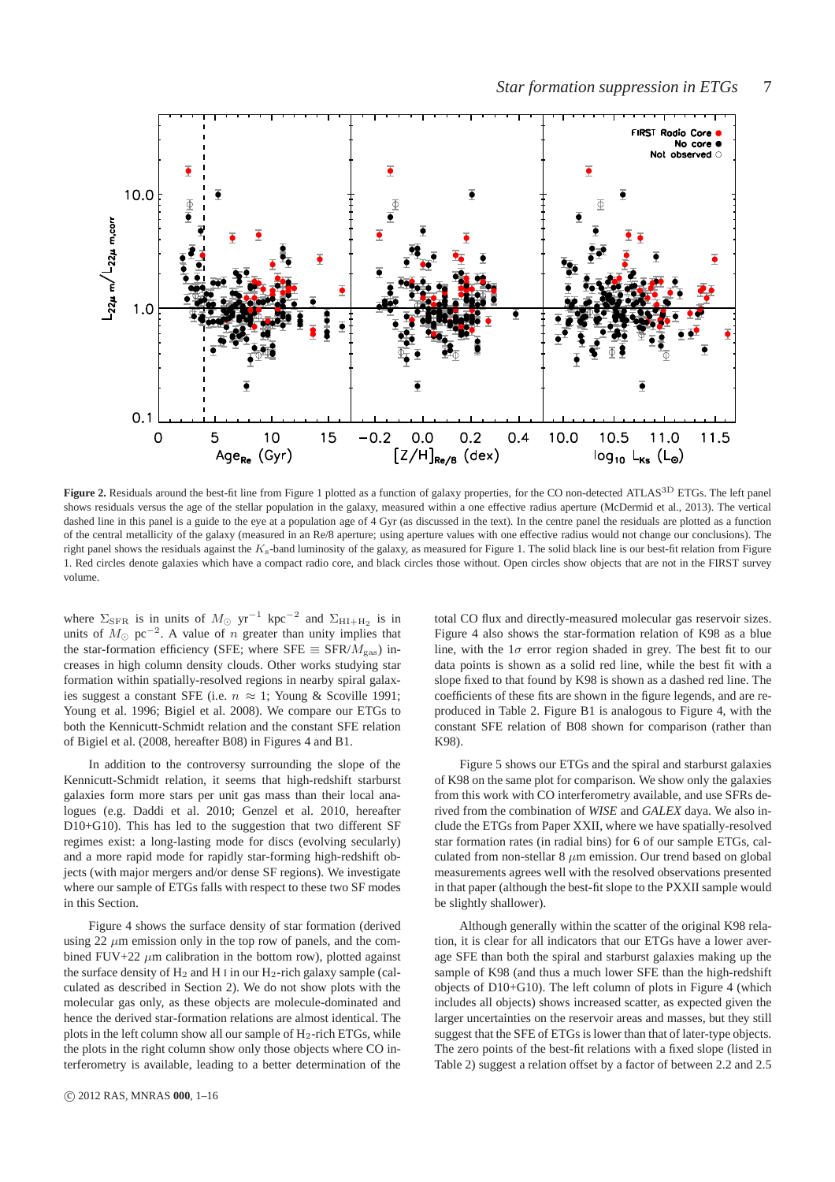**Figure 2.** Residuals around the best-fit line from Figure 1 plotted as a function of galaxy properties, for the CO non-detected ATLAS$^{\rm 3D}$ ETGs. The left panel shows residuals versus the age of the stellar population in the galaxy, measured within a one effective radius aperture (McDermid et al., 2013). The vertical dashed line in this panel is a guide to the eye at a population age of 4 Gyr (as discussed in the text). In the centre panel the residuals are plotted as a function of the central metallicity of the galaxy (measured in an Re/8 aperture; using aperture values with one effective radius would not change our conclusions). The right panel shows the residuals against the $K_{\rm s}$-band luminosity of the galaxy, as measured for Figure 1. The solid black line is our best-fit relation from Figure 1. Red circles denote galaxies which have a compact radio core, and black circles those without. Open circles show objects that are not in the FIRST survey volume.

where $\Sigma_{\rm SFR}$ is in units of $M_{\odot}$ yr$^{-1}$ kpc$^{-2}$ and $\Sigma_{\rm HI+H_2}$ is in units of $M_{\odot}$ pc$^{-2}$. A value of $n$ greater than unity implies that the star-formation efficiency (SFE; where SFE $\equiv$ SFR/$M_{\rm gas}$) increases in high column density clouds. Other works studying star formation within spatially-resolved regions in nearby spiral galaxies suggest a constant SFE (i.e. $n \approx 1$; Young & Scoville 1991; Young et al. 1996; Bigiel et al. 2008). We compare our ETGs to both the Kennicutt-Schmidt relation and the constant SFE relation of Bigiel et al. (2008, hereafter B08) in Figures 4 and B1.

In addition to the controversy surrounding the slope of the Kennicutt-Schmidt relation, it seems that high-redshift starburst galaxies form more stars per unit gas mass than their local analogues (e.g. Daddi et al. 2010; Genzel et al. 2010, hereafter D10+G10). This has led to the suggestion that two different SF regimes exist: a long-lasting mode for discs (evolving secularly) and a more rapid mode for rapidly star-forming high-redshift objects (with major mergers and/or dense SF regions). We investigate where our sample of ETGs falls with respect to these two SF modes in this Section.

Figure 4 shows the surface density of star formation (derived using 22 $\mu$m emission only in the top row of panels, and the combined FUV+22 $\mu$m calibration in the bottom row), plotted against the surface density of $H_2$ and H I in our $H_2$-rich galaxy sample (calculated as described in Section 2). We do not show plots with the molecular gas only, as these objects are molecule-dominated and hence the derived star-formation relations are almost identical. The plots in the left column show all our sample of $H_2$-rich ETGs, while the plots in the right column show only those objects where CO interferometry is available, leading to a better determination of the total CO flux and directly-measured molecular gas reservoir sizes. Figure 4 also shows the star-formation relation of K98 as a blue line, with the 1$\sigma$ error region shaded in grey. The best fit to our data points is shown as a solid red line, while the best fit with a slope fixed to that found by K98 is shown as a dashed red line. The coefficients of these fits are shown in the figure legends, and are reproduced in Table 2. Figure B1 is analogous to Figure 4, with the constant SFE relation of B08 shown for comparison (rather than K98).

Figure 5 shows our ETGs and the spiral and starburst galaxies of K98 on the same plot for comparison. We show only the galaxies from this work with CO interferometry available, and use SFRs derived from the combination of *WISE* and *GALEX* daya. We also include the ETGs from Paper XXII, where we have spatially-resolved star formation rates (in radial bins) for 6 of our sample ETGs, calculated from non-stellar 8 $\mu$m emission. Our trend based on global measurements agrees well with the resolved observations presented in that paper (although the best-fit slope to the PXXII sample would be slightly shallower).

Although generally within the scatter of the original K98 relation, it is clear for all indicators that our ETGs have a lower average SFE than both the spiral and starburst galaxies making up the sample of K98 (and thus a much lower SFE than the high-redshift objects of D10+G10). The left column of plots in Figure 4 (which includes all objects) shows increased scatter, as expected given the larger uncertainties on the reservoir areas and masses, but they still suggest that the SFE of ETGs is lower than that of later-type objects. The zero points of the best-fit relations with a fixed slope (listed in Table 2) suggest a relation offset by a factor of between 2.2 and 2.5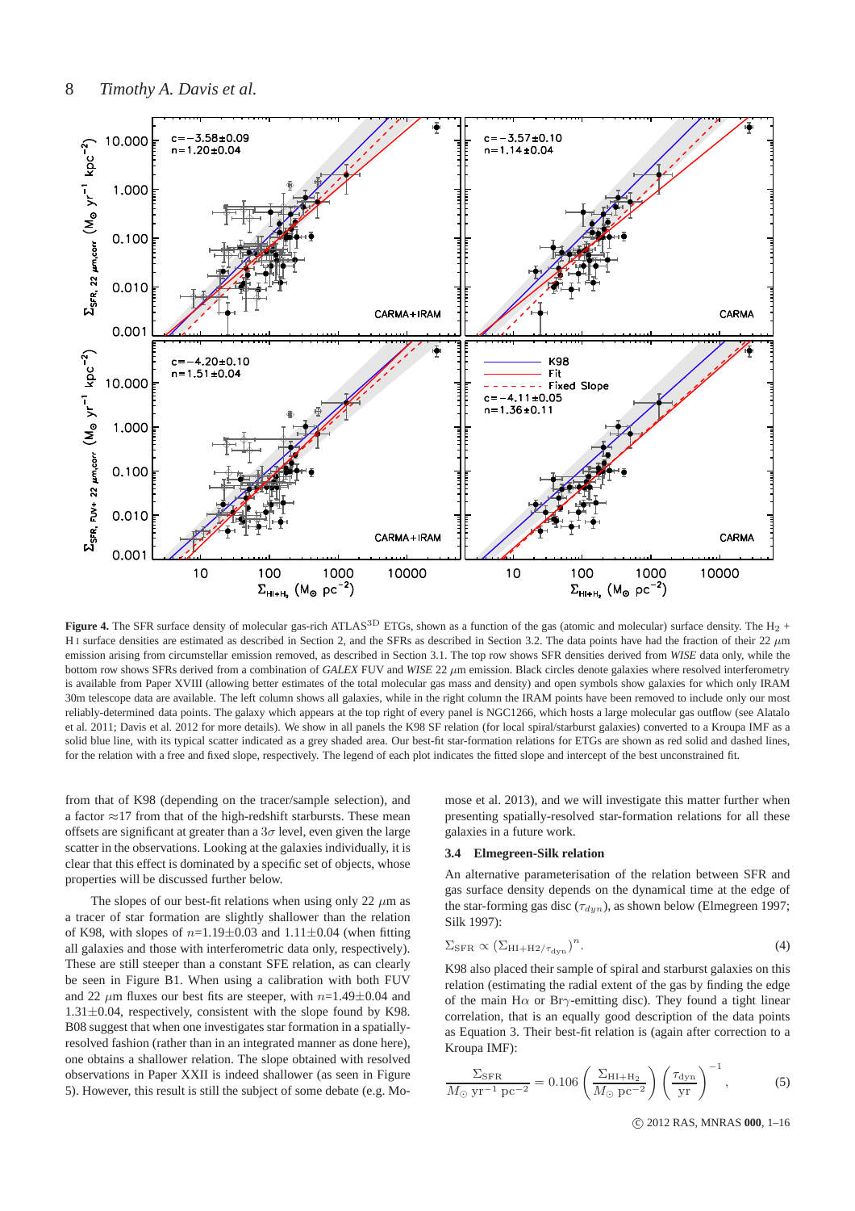**Figure 4.** The SFR surface density of molecular gas-rich ATLAS$^{3D}$ ETGs, shown as a function of the gas (atomic and molecular) surface density. The $H_2$ + H I surface densities are estimated as described in Section 2, and the SFRs as described in Section 3.2. The data points have had the fraction of their 22 $\mu$m emission arising from circumstellar emission removed, as described in Section 3.1. The top row shows SFR densities derived from *WISE* data only, while the bottom row shows SFRs derived from a combination of *GALEX* FUV and *WISE* 22 $\mu$m emission. Black circles denote galaxies where resolved interferometry is available from Paper XVIII (allowing better estimates of the total molecular gas mass and density) and open symbols show galaxies for which only IRAM 30m telescope data are available. The left column shows all galaxies, while in the right column the IRAM points have been removed to include only our most reliably-determined data points. The galaxy which appears at the top right of every panel is NGC1266, which hosts a large molecular gas outflow (see Alatalo et al. 2011; Davis et al. 2012 for more details). We show in all panels the K98 SF relation (for local spiral/starburst galaxies) converted to a Kroupa IMF as a solid blue line, with its typical scatter indicated as a grey shaded area. Our best-fit star-formation relations for ETGs are shown as red solid and dashed lines, for the relation with a free and fixed slope, respectively. The legend of each plot indicates the fitted slope and intercept of the best unconstrained fit.

from that of K98 (depending on the tracer/sample selection), and a factor $\approx$17 from that of the high-redshift starbursts. These mean offsets are significant at greater than a $3\sigma$ level, even given the large scatter in the observations. Looking at the galaxies individually, it is clear that this effect is dominated by a specific set of objects, whose properties will be discussed further below.

The slopes of our best-fit relations when using only 22 $\mu$m as a tracer of star formation are slightly shallower than the relation of K98, with slopes of $n$=1.19$\pm$0.03 and 1.11$\pm$0.04 (when fitting all galaxies and those with interferometric data only, respectively). These are still steeper than a constant SFE relation, as can clearly be seen in Figure B1. When using a calibration with both FUV and 22 $\mu$m fluxes our best fits are steeper, with $n$=1.49$\pm$0.04 and 1.31$\pm$0.04, respectively, consistent with the slope found by K98. B08 suggest that when one investigates star formation in a spatially-resolved fashion (rather than in an integrated manner as done here), one obtains a shallower relation. The slope obtained with resolved observations in Paper XXII is indeed shallower (as seen in Figure 5). However, this result is still the subject of some debate (e.g. Momose et al. 2013), and we will investigate this matter further when presenting spatially-resolved star-formation relations for all these galaxies in a future work.

### 3.4 Elmegreen-Silk relation

An alternative parameterisation of the relation between SFR and gas surface density depends on the dynamical time at the edge of the star-forming gas disc ($\tau_{dyn}$), as shown below (Elmegreen 1997; Silk 1997):

$$\Sigma_{\rm SFR} \propto (\Sigma_{\rm HI+H2/\tau_{dyn}})^n. \quad (4)$$

K98 also placed their sample of spiral and starburst galaxies on this relation (estimating the radial extent of the gas by finding the edge of the main H$\alpha$ or Br$\gamma$-emitting disc). They found a tight linear correlation, that is an equally good description of the data points as Equation 3. Their best-fit relation is (again after correction to a Kroupa IMF):

$$\frac{\Sigma_{\rm SFR}}{M_{\odot}\ {\rm yr^{-1}\ pc^{-2}}} = 0.106 \left(\frac{\Sigma_{\rm HI+H_2}}{M_{\odot}\ {\rm pc^{-2}}}\right)\left(\frac{\tau_{\rm dyn}}{\rm yr}\right)^{-1}, \quad (5)$$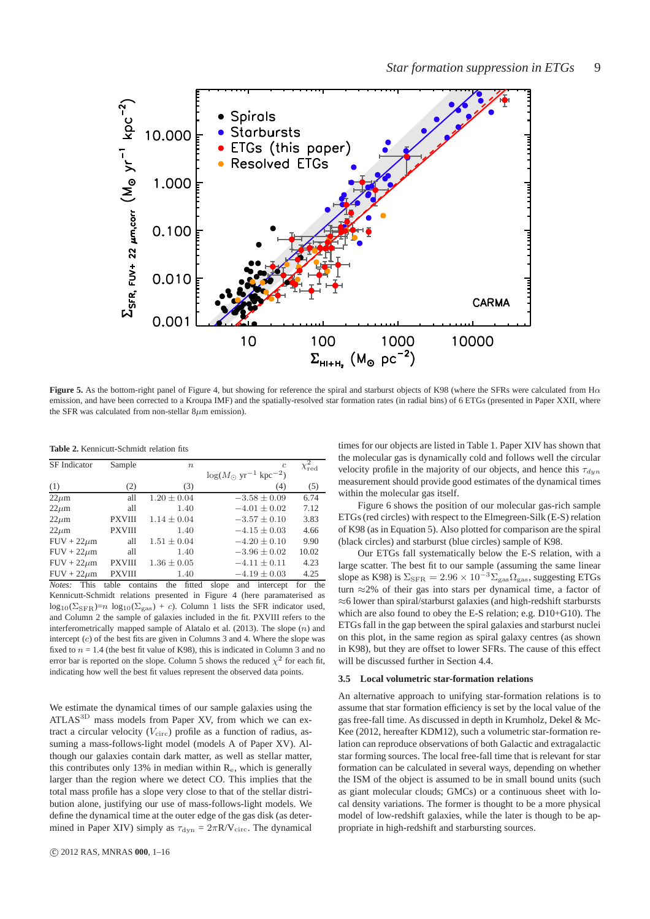**Figure 5.** As the bottom-right panel of Figure 4, but showing for reference the spiral and starburst objects of K98 (where the SFRs were calculated from Hα emission, and have been corrected to a Kroupa IMF) and the spatially-resolved star formation rates (in radial bins) of 6 ETGs (presented in Paper XXII, where the SFR was calculated from non-stellar 8$\mu$m emission).

**Table 2.** Kennicutt-Schmidt relation fits

| SF Indicator | Sample | $n$ | $c$ $\log(M_{\odot}\ \mathrm{yr}^{-1}\ \mathrm{kpc}^{-2})$ | $\chi^2_{\mathrm{red}}$ |
|---|---|---|---|---|
| (1) | (2) | (3) | (4) | (5) |
| 22$\mu$m | all | $1.20 \pm 0.04$ | $-3.58 \pm 0.09$ | 6.74 |
| 22$\mu$m | all | 1.40 | $-4.01 \pm 0.02$ | 7.12 |
| 22$\mu$m | PXVIII | $1.14 \pm 0.04$ | $-3.57 \pm 0.10$ | 3.83 |
| 22$\mu$m | PXVIII | 1.40 | $-4.15 \pm 0.03$ | 4.66 |
| FUV + 22$\mu$m | all | $1.51 \pm 0.04$ | $-4.20 \pm 0.10$ | 9.90 |
| FUV + 22$\mu$m | all | 1.40 | $-3.96 \pm 0.02$ | 10.02 |
| FUV + 22$\mu$m | PXVIII | $1.36 \pm 0.05$ | $-4.11 \pm 0.11$ | 4.23 |
| FUV + 22$\mu$m | PXVIII | 1.40 | $-4.19 \pm 0.03$ | 4.25 |

*Notes:* This table contains the fitted slope and intercept for the Kennicutt-Schmidt relations presented in Figure 4 (here paramaterised as $\log_{10}(\Sigma_{\mathrm{SFR}})$=$n$ $\log_{10}(\Sigma_{\mathrm{gas}})$ + $c$). Column 1 lists the SFR indicator used, and Column 2 the sample of galaxies included in the fit. PXVIII refers to the interferometrically mapped sample of Alatalo et al. (2013). The slope ($n$) and intercept ($c$) of the best fit are given in Columns 3 and 4. Where the slope was fixed to $n$ = 1.4 (the best fit value of K98), this is indicated in Column 3 and no error bar is reported on the slope. Column 5 shows the reduced $\chi^2$ for each fit, indicating how well the best fit values represent the observed data points.

We estimate the dynamical times of our sample galaxies using the ATLAS$^{\mathrm{3D}}$ mass models from Paper XV, from which we can extract a circular velocity ($V_{\mathrm{circ}}$) profile as a function of radius, assuming a mass-follows-light model (models A of Paper XV). Although our galaxies contain dark matter, as well as stellar matter, this contributes only 13% in median within R$_{\mathrm{e}}$, which is generally larger than the region where we detect CO. This implies that the total mass profile has a slope very close to that of the stellar distribution alone, justifying our use of mass-follows-light models. We define the dynamical time at the outer edge of the gas disk (as determined in Paper XIV) simply as $\tau_{\mathrm{dyn}}$ = $2\pi$R/V$_{\mathrm{circ}}$. The dynamical times for our objects are listed in Table 1. Paper XIV has shown that the molecular gas is dynamically cold and follows well the circular velocity profile in the majority of our objects, and hence this $\tau_{dyn}$ measurement should provide good estimates of the dynamical times within the molecular gas itself.

Figure 6 shows the position of our molecular gas-rich sample ETGs (red circles) with respect to the Elmegreen-Silk (E-S) relation of K98 (as in Equation 5). Also plotted for comparison are the spiral (black circles) and starburst (blue circles) sample of K98.

Our ETGs fall systematically below the E-S relation, with a large scatter. The best fit to our sample (assuming the same linear slope as K98) is $\Sigma_{\mathrm{SFR}} = 2.96 \times 10^{-3} \Sigma_{\mathrm{gas}} \Omega_{\mathrm{gas}}$, suggesting ETGs turn $\approx$2% of their gas into stars per dynamical time, a factor of $\approx$6 lower than spiral/starburst galaxies (and high-redshift starbursts which are also found to obey the E-S relation; e.g. D10+G10). The ETGs fall in the gap between the spiral galaxies and starburst nuclei on this plot, in the same region as spiral galaxy centres (as shown in K98), but they are offset to lower SFRs. The cause of this effect will be discussed further in Section 4.4.

### 3.5 Local volumetric star-formation relations

An alternative approach to unifying star-formation relations is to assume that star formation efficiency is set by the local value of the gas free-fall time. As discussed in depth in Krumholz, Dekel & McKee (2012, hereafter KDM12), such a volumetric star-formation relation can reproduce observations of both Galactic and extragalactic star forming sources. The local free-fall time that is relevant for star formation can be calculated in several ways, depending on whether the ISM of the object is assumed to be in small bound units (such as giant molecular clouds; GMCs) or a continuous sheet with local density variations. The former is thought to be a more physical model of low-redshift galaxies, while the later is though to be appropriate in high-redshift and starbursting sources.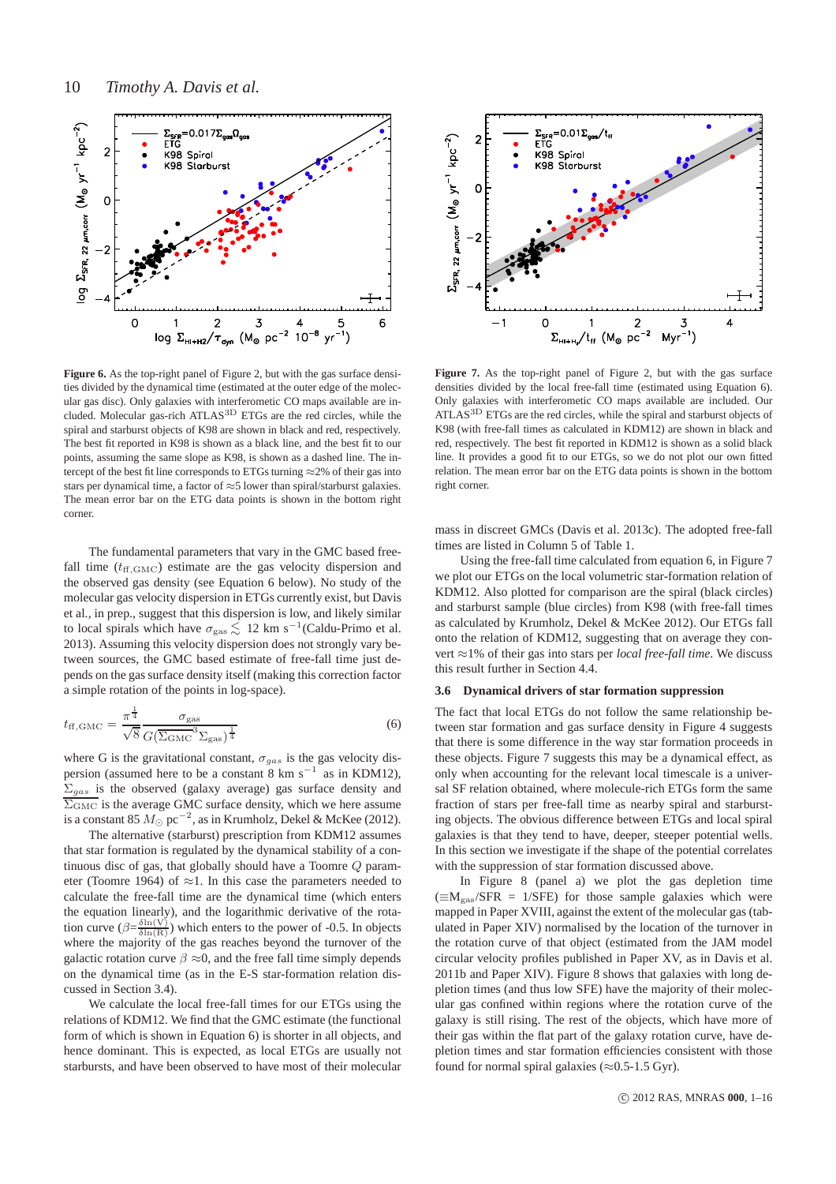**Figure 6.** As the top-right panel of Figure 2, but with the gas surface densities divided by the dynamical time (estimated at the outer edge of the molecular gas disc). Only galaxies with interferometic CO maps available are included. Molecular gas-rich ATLAS$^{3D}$ ETGs are the red circles, while the spiral and starburst objects of K98 are shown in black and red, respectively. The best fit reported in K98 is shown as a black line, and the best fit to our points, assuming the same slope as K98, is shown as a dashed line. The intercept of the best fit line corresponds to ETGs turning ≈2% of their gas into stars per dynamical time, a factor of ≈5 lower than spiral/starburst galaxies. The mean error bar on the ETG data points is shown in the bottom right corner.

**Figure 7.** As the top-right panel of Figure 2, but with the gas surface densities divided by the local free-fall time (estimated using Equation 6). Only galaxies with interferometic CO maps available are included. Our ATLAS$^{3D}$ ETGs are the red circles, while the spiral and starburst objects of K98 (with free-fall times as calculated in KDM12) are shown in black and red, respectively. The best fit reported in KDM12 is shown as a solid black line. It provides a good fit to our ETGs, so we do not plot our own fitted relation. The mean error bar on the ETG data points is shown in the bottom right corner.

The fundamental parameters that vary in the GMC based free-fall time ($t_{\rm ff,GMC}$) estimate are the gas velocity dispersion and the observed gas density (see Equation 6 below). No study of the molecular gas velocity dispersion in ETGs currently exist, but Davis et al., in prep., suggest that this dispersion is low, and likely similar to local spirals which have $\sigma_{\rm gas} \lesssim$ 12 km s$^{-1}$(Caldu-Primo et al. 2013). Assuming this velocity dispersion does not strongly vary between sources, the GMC based estimate of free-fall time just depends on the gas surface density itself (making this correction factor a simple rotation of the points in log-space).

$$t_{\rm ff,GMC} = \frac{\pi^{\frac{1}{4}}}{\sqrt{8}} \frac{\sigma_{\rm gas}}{G(\overline{\Sigma_{\rm GMC}}^3 \Sigma_{\rm gas})^{\frac{1}{4}}} \quad (6)$$

where G is the gravitational constant, $\sigma_{gas}$ is the gas velocity dispersion (assumed here to be a constant 8 km s$^{-1}$ as in KDM12), $\Sigma_{gas}$ is the observed (galaxy average) gas surface density and $\overline{\Sigma_{\rm GMC}}$ is the average GMC surface density, which we here assume is a constant 85 $M_{\odot}$ pc$^{-2}$, as in Krumholz, Dekel & McKee (2012).

The alternative (starburst) prescription from KDM12 assumes that star formation is regulated by the dynamical stability of a continuous disc of gas, that globally should have a Toomre $Q$ parameter (Toomre 1964) of ≈1. In this case the parameters needed to calculate the free-fall time are the dynamical time (which enters the equation linearly), and the logarithmic derivative of the rotation curve ($\beta = \frac{\delta \ln(V)}{\delta \ln(R)}$) which enters to the power of -0.5. In objects where the majority of the gas reaches beyond the turnover of the galactic rotation curve $\beta \approx 0$, and the free fall time simply depends on the dynamical time (as in the E-S star-formation relation discussed in Section 3.4).

We calculate the local free-fall times for our ETGs using the relations of KDM12. We find that the GMC estimate (the functional form of which is shown in Equation 6) is shorter in all objects, and hence dominant. This is expected, as local ETGs are usually not starbursts, and have been observed to have most of their molecular mass in discreet GMCs (Davis et al. 2013c). The adopted free-fall times are listed in Column 5 of Table 1.

Using the free-fall time calculated from equation 6, in Figure 7 we plot our ETGs on the local volumetric star-formation relation of KDM12. Also plotted for comparison are the spiral (black circles) and starburst sample (blue circles) from K98 (with free-fall times as calculated by Krumholz, Dekel & McKee 2012). Our ETGs fall onto the relation of KDM12, suggesting that on average they convert ≈1% of their gas into stars per *local free-fall time*. We discuss this result further in Section 4.4.

### 3.6 Dynamical drivers of star formation suppression

The fact that local ETGs do not follow the same relationship between star formation and gas surface density in Figure 4 suggests that there is some difference in the way star formation proceeds in these objects. Figure 7 suggests this may be a dynamical effect, as only when accounting for the relevant local timescale is a universal SF relation obtained, where molecule-rich ETGs form the same fraction of stars per free-fall time as nearby spiral and starbursting objects. The obvious difference between ETGs and local spiral galaxies is that they tend to have, deeper, steeper potential wells. In this section we investigate if the shape of the potential correlates with the suppression of star formation discussed above.

In Figure 8 (panel a) we plot the gas depletion time ($\equiv$M$_{\rm gas}$/SFR = 1/SFE) for those sample galaxies which were mapped in Paper XVIII, against the extent of the molecular gas (tabulated in Paper XIV) normalised by the location of the turnover in the rotation curve of that object (estimated from the JAM model circular velocity profiles published in Paper XV, as in Davis et al. 2011b and Paper XIV). Figure 8 shows that galaxies with long depletion times (and thus low SFE) have the majority of their molecular gas confined within regions where the rotation curve of the galaxy is still rising. The rest of the objects, which have more of their gas within the flat part of the galaxy rotation curve, have depletion times and star formation efficiencies consistent with those found for normal spiral galaxies (≈0.5-1.5 Gyr).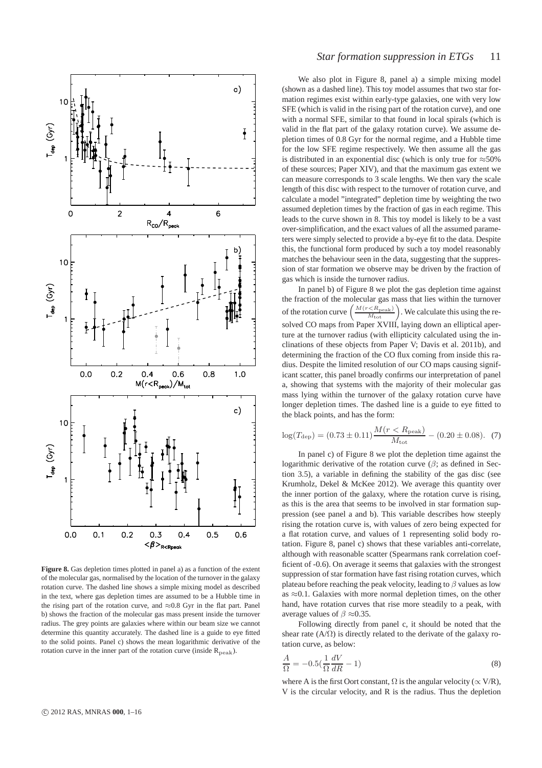**Figure 8.** Gas depletion times plotted in panel a) as a function of the extent of the molecular gas, normalised by the location of the turnover in the galaxy rotation curve. The dashed line shows a simple mixing model as described in the text, where gas depletion times are assumed to be a Hubble time in the rising part of the rotation curve, and ≈0.8 Gyr in the flat part. Panel b) shows the fraction of the molecular gas mass present inside the turnover radius. The grey points are galaxies where within our beam size we cannot determine this quantity accurately. The dashed line is a guide to eye fitted to the solid points. Panel c) shows the mean logarithmic derivative of the rotation curve in the inner part of the rotation curve (inside $R_{\rm peak}$).

We also plot in Figure 8, panel a) a simple mixing model (shown as a dashed line). This toy model assumes that two star formation regimes exist within early-type galaxies, one with very low SFE (which is valid in the rising part of the rotation curve), and one with a normal SFE, similar to that found in local spirals (which is valid in the flat part of the galaxy rotation curve). We assume depletion times of 0.8 Gyr for the normal regime, and a Hubble time for the low SFE regime respectively. We then assume all the gas is distributed in an exponential disc (which is only true for ≈50% of these sources; Paper XIV), and that the maximum gas extent we can measure corresponds to 3 scale lengths. We then vary the scale length of this disc with respect to the turnover of rotation curve, and calculate a model "integrated" depletion time by weighting the two assumed depletion times by the fraction of gas in each regime. This leads to the curve shown in 8. This toy model is likely to be a vast over-simplification, and the exact values of all the assumed parameters were simply selected to provide a by-eye fit to the data. Despite this, the functional form produced by such a toy model reasonably matches the behaviour seen in the data, suggesting that the suppression of star formation we observe may be driven by the fraction of gas which is inside the turnover radius.

In panel b) of Figure 8 we plot the gas depletion time against the fraction of the molecular gas mass that lies within the turnover of the rotation curve $\left(\frac{M(r<R_{\rm peak})}{M_{\rm tot}}\right)$. We calculate this using the resolved CO maps from Paper XVIII, laying down an elliptical aperture at the turnover radius (with ellipticity calculated using the inclinations of these objects from Paper V; Davis et al. 2011b), and determining the fraction of the CO flux coming from inside this radius. Despite the limited resolution of our CO maps causing significant scatter, this panel broadly confirms our interpretation of panel a, showing that systems with the majority of their molecular gas mass lying within the turnover of the galaxy rotation curve have longer depletion times. The dashed line is a guide to eye fitted to the black points, and has the form:

$$\log(T_{\rm dep}) = (0.73 \pm 0.11)\frac{M(r < R_{\rm peak})}{M_{\rm tot}} - (0.20 \pm 0.08). \quad (7)$$

In panel c) of Figure 8 we plot the depletion time against the logarithmic derivative of the rotation curve ($\beta$; as defined in Section 3.5), a variable in defining the stability of the gas disc (see Krumholz, Dekel & McKee 2012). We average this quantity over the inner portion of the galaxy, where the rotation curve is rising, as this is the area that seems to be involved in star formation suppression (see panel a and b). This variable describes how steeply rising the rotation curve is, with values of zero being expected for a flat rotation curve, and values of 1 representing solid body rotation. Figure 8, panel c) shows that these variables anti-correlate, although with reasonable scatter (Spearmans rank correlation coefficient of -0.6). On average it seems that galaxies with the strongest suppression of star formation have fast rising rotation curves, which plateau before reaching the peak velocity, leading to $\beta$ values as low as ≈0.1. Galaxies with more normal depletion times, on the other hand, have rotation curves that rise more steadily to a peak, with average values of $\beta$ ≈0.35.

Following directly from panel c, it should be noted that the shear rate (A/Ω) is directly related to the derivate of the galaxy rotation curve, as below:

$$\frac{A}{\Omega} = -0.5(\frac{1}{\Omega}\frac{dV}{dR} - 1) \quad (8)$$

where A is the first Oort constant, Ω is the angular velocity (∝ V/R), V is the circular velocity, and R is the radius. Thus the depletion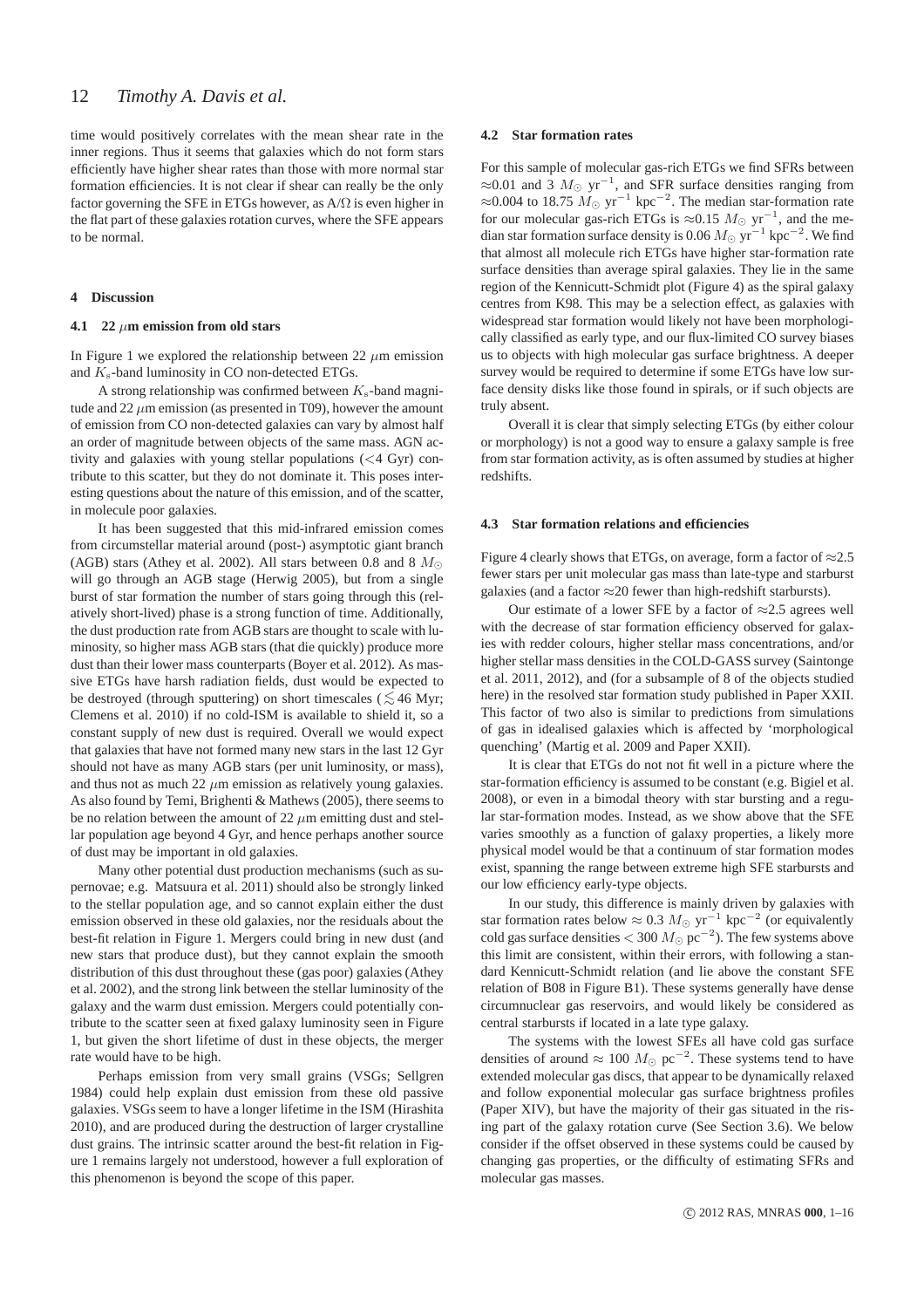time would positively correlates with the mean shear rate in the inner regions. Thus it seems that galaxies which do not form stars efficiently have higher shear rates than those with more normal star formation efficiencies. It is not clear if shear can really be the only factor governing the SFE in ETGs however, as A/$\Omega$ is even higher in the flat part of these galaxies rotation curves, where the SFE appears to be normal.

## 4 Discussion

### 4.1 22 $\mu$m emission from old stars

In Figure 1 we explored the relationship between 22 $\mu$m emission and $K_s$-band luminosity in CO non-detected ETGs.

A strong relationship was confirmed between $K_s$-band magnitude and 22 $\mu$m emission (as presented in T09), however the amount of emission from CO non-detected galaxies can vary by almost half an order of magnitude between objects of the same mass. AGN activity and galaxies with young stellar populations ($<$4 Gyr) contribute to this scatter, but they do not dominate it. This poses interesting questions about the nature of this emission, and of the scatter, in molecule poor galaxies.

It has been suggested that this mid-infrared emission comes from circumstellar material around (post-) asymptotic giant branch (AGB) stars (Athey et al. 2002). All stars between 0.8 and 8 $M_{\odot}$ will go through an AGB stage (Herwig 2005), but from a single burst of star formation the number of stars going through this (relatively short-lived) phase is a strong function of time. Additionally, the dust production rate from AGB stars are thought to scale with luminosity, so higher mass AGB stars (that die quickly) produce more dust than their lower mass counterparts (Boyer et al. 2012). As massive ETGs have harsh radiation fields, dust would be expected to be destroyed (through sputtering) on short timescales ($\lesssim$46 Myr; Clemens et al. 2010) if no cold-ISM is available to shield it, so a constant supply of new dust is required. Overall we would expect that galaxies that have not formed many new stars in the last 12 Gyr should not have as many AGB stars (per unit luminosity, or mass), and thus not as much 22 $\mu$m emission as relatively young galaxies. As also found by Temi, Brighenti & Mathews (2005), there seems to be no relation between the amount of 22 $\mu$m emitting dust and stellar population age beyond 4 Gyr, and hence perhaps another source of dust may be important in old galaxies.

Many other potential dust production mechanisms (such as supernovae; e.g. Matsuura et al. 2011) should also be strongly linked to the stellar population age, and so cannot explain either the dust emission observed in these old galaxies, nor the residuals about the best-fit relation in Figure 1. Mergers could bring in new dust (and new stars that produce dust), but they cannot explain the smooth distribution of this dust throughout these (gas poor) galaxies (Athey et al. 2002), and the strong link between the stellar luminosity of the galaxy and the warm dust emission. Mergers could potentially contribute to the scatter seen at fixed galaxy luminosity seen in Figure 1, but given the short lifetime of dust in these objects, the merger rate would have to be high.

Perhaps emission from very small grains (VSGs; Sellgren 1984) could help explain dust emission from these old passive galaxies. VSGs seem to have a longer lifetime in the ISM (Hirashita 2010), and are produced during the destruction of larger crystalline dust grains. The intrinsic scatter around the best-fit relation in Figure 1 remains largely not understood, however a full exploration of this phenomenon is beyond the scope of this paper.

### 4.2 Star formation rates

For this sample of molecular gas-rich ETGs we find SFRs between $\approx$0.01 and 3 $M_{\odot}$ yr$^{-1}$, and SFR surface densities ranging from $\approx$0.004 to 18.75 $M_{\odot}$ yr$^{-1}$ kpc$^{-2}$. The median star-formation rate for our molecular gas-rich ETGs is $\approx$0.15 $M_{\odot}$ yr$^{-1}$, and the median star formation surface density is 0.06 $M_{\odot}$ yr$^{-1}$ kpc$^{-2}$. We find that almost all molecule rich ETGs have higher star-formation rate surface densities than average spiral galaxies. They lie in the same region of the Kennicutt-Schmidt plot (Figure 4) as the spiral galaxy centres from K98. This may be a selection effect, as galaxies with widespread star formation would likely not have been morphologically classified as early type, and our flux-limited CO survey biases us to objects with high molecular gas surface brightness. A deeper survey would be required to determine if some ETGs have low surface density disks like those found in spirals, or if such objects are truly absent.

Overall it is clear that simply selecting ETGs (by either colour or morphology) is not a good way to ensure a galaxy sample is free from star formation activity, as is often assumed by studies at higher redshifts.

### 4.3 Star formation relations and efficiencies

Figure 4 clearly shows that ETGs, on average, form a factor of $\approx$2.5 fewer stars per unit molecular gas mass than late-type and starburst galaxies (and a factor $\approx$20 fewer than high-redshift starbursts).

Our estimate of a lower SFE by a factor of $\approx$2.5 agrees well with the decrease of star formation efficiency observed for galaxies with redder colours, higher stellar mass concentrations, and/or higher stellar mass densities in the COLD-GASS survey (Saintonge et al. 2011, 2012), and (for a subsample of 8 of the objects studied here) in the resolved star formation study published in Paper XXII. This factor of two also is similar to predictions from simulations of gas in idealised galaxies which is affected by 'morphological quenching' (Martig et al. 2009 and Paper XXII).

It is clear that ETGs do not not fit well in a picture where the star-formation efficiency is assumed to be constant (e.g. Bigiel et al. 2008), or even in a bimodal theory with star bursting and a regular star-formation modes. Instead, as we show above that the SFE varies smoothly as a function of galaxy properties, a likely more physical model would be that a continuum of star formation modes exist, spanning the range between extreme high SFE starbursts and our low efficiency early-type objects.

In our study, this difference is mainly driven by galaxies with star formation rates below $\approx$ 0.3 $M_{\odot}$ yr$^{-1}$ kpc$^{-2}$ (or equivalently cold gas surface densities $<$ 300 $M_{\odot}$ pc$^{-2}$). The few systems above this limit are consistent, within their errors, with following a standard Kennicutt-Schmidt relation (and lie above the constant SFE relation of B08 in Figure B1). These systems generally have dense circumnuclear gas reservoirs, and would likely be considered as central starbursts if located in a late type galaxy.

The systems with the lowest SFEs all have cold gas surface densities of around $\approx$ 100 $M_{\odot}$ pc$^{-2}$. These systems tend to have extended molecular gas discs, that appear to be dynamically relaxed and follow exponential molecular gas surface brightness profiles (Paper XIV), but have the majority of their gas situated in the rising part of the galaxy rotation curve (See Section 3.6). We below consider if the offset observed in these systems could be caused by changing gas properties, or the difficulty of estimating SFRs and molecular gas masses.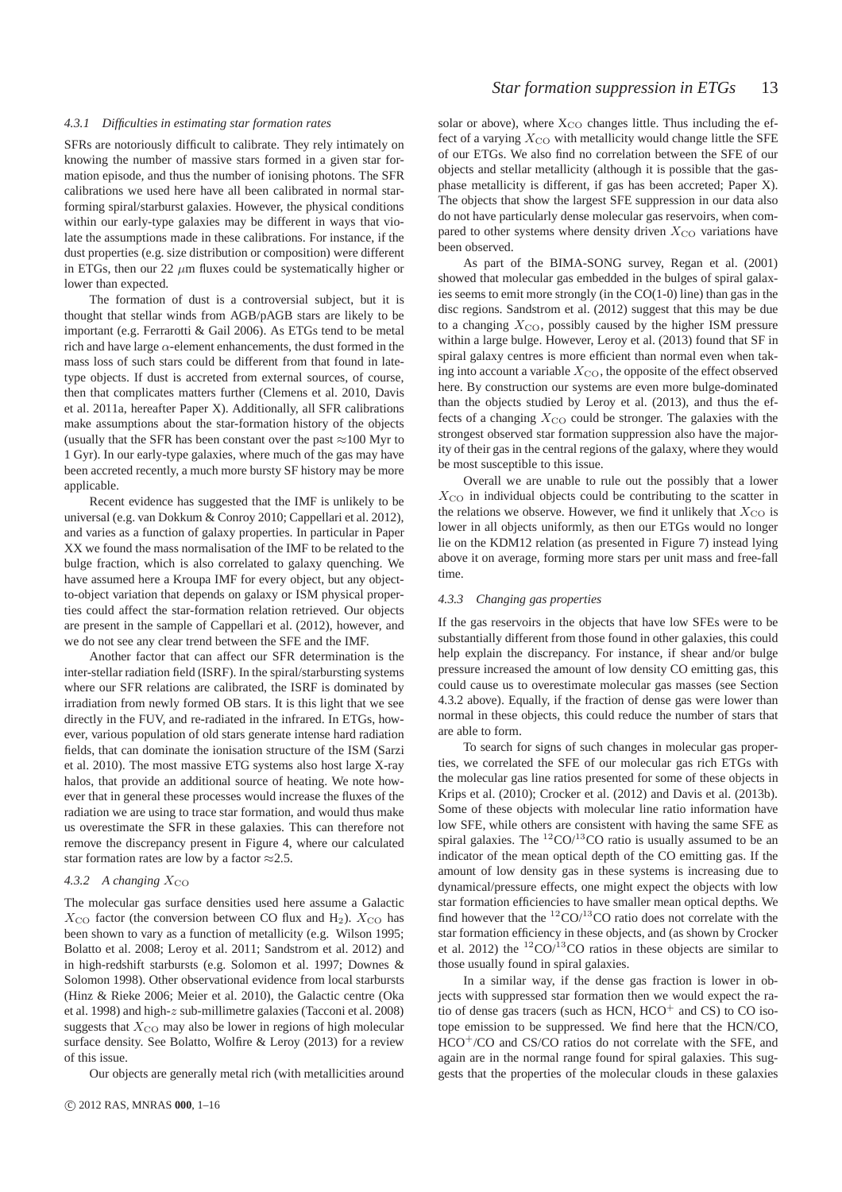#### 4.3.1 Difficulties in estimating star formation rates

SFRs are notoriously difficult to calibrate. They rely intimately on knowing the number of massive stars formed in a given star formation episode, and thus the number of ionising photons. The SFR calibrations we used here have all been calibrated in normal star-forming spiral/starburst galaxies. However, the physical conditions within our early-type galaxies may be different in ways that violate the assumptions made in these calibrations. For instance, if the dust properties (e.g. size distribution or composition) were different in ETGs, then our 22 $\mu$m fluxes could be systematically higher or lower than expected.

The formation of dust is a controversial subject, but it is thought that stellar winds from AGB/pAGB stars are likely to be important (e.g. Ferrarotti & Gail 2006). As ETGs tend to be metal rich and have large $\alpha$-element enhancements, the dust formed in the mass loss of such stars could be different from that found in late-type objects. If dust is accreted from external sources, of course, then that complicates matters further (Clemens et al. 2010, Davis et al. 2011a, hereafter Paper X). Additionally, all SFR calibrations make assumptions about the star-formation history of the objects (usually that the SFR has been constant over the past $\approx$100 Myr to 1 Gyr). In our early-type galaxies, where much of the gas may have been accreted recently, a much more bursty SF history may be more applicable.

Recent evidence has suggested that the IMF is unlikely to be universal (e.g. van Dokkum & Conroy 2010; Cappellari et al. 2012), and varies as a function of galaxy properties. In particular in Paper XX we found the mass normalisation of the IMF to be related to the bulge fraction, which is also correlated to galaxy quenching. We have assumed here a Kroupa IMF for every object, but any object-to-object variation that depends on galaxy or ISM physical properties could affect the star-formation relation retrieved. Our objects are present in the sample of Cappellari et al. (2012), however, and we do not see any clear trend between the SFE and the IMF.

Another factor that can affect our SFR determination is the inter-stellar radiation field (ISRF). In the spiral/starbursting systems where our SFR relations are calibrated, the ISRF is dominated by irradiation from newly formed OB stars. It is this light that we see directly in the FUV, and re-radiated in the infrared. In ETGs, however, various population of old stars generate intense hard radiation fields, that can dominate the ionisation structure of the ISM (Sarzi et al. 2010). The most massive ETG systems also host large X-ray halos, that provide an additional source of heating. We note however that in general these processes would increase the fluxes of the radiation we are using to trace star formation, and would thus make us overestimate the SFR in these galaxies. This can therefore not remove the discrepancy present in Figure 4, where our calculated star formation rates are low by a factor $\approx$2.5.

#### 4.3.2 A changing $X_{\rm CO}$

The molecular gas surface densities used here assume a Galactic $X_{\rm CO}$ factor (the conversion between CO flux and $H_2$). $X_{\rm CO}$ has been shown to vary as a function of metallicity (e.g. Wilson 1995; Bolatto et al. 2008; Leroy et al. 2011; Sandstrom et al. 2012) and in high-redshift starbursts (e.g. Solomon et al. 1997; Downes & Solomon 1998). Other observational evidence from local starbursts (Hinz & Rieke 2006; Meier et al. 2010), the Galactic centre (Oka et al. 1998) and high-$z$ sub-millimetre galaxies (Tacconi et al. 2008) suggests that $X_{\rm CO}$ may also be lower in regions of high molecular surface density. See Bolatto, Wolfire & Leroy (2013) for a review of this issue.

Our objects are generally metal rich (with metallicities around solar or above), where $X_{\rm CO}$ changes little. Thus including the effect of a varying $X_{\rm CO}$ with metallicity would change little the SFE of our ETGs. We also find no correlation between the SFE of our objects and stellar metallicity (although it is possible that the gas-phase metallicity is different, if gas has been accreted; Paper X). The objects that show the largest SFE suppression in our data also do not have particularly dense molecular gas reservoirs, when compared to other systems where density driven $X_{\rm CO}$ variations have been observed.

As part of the BIMA-SONG survey, Regan et al. (2001) showed that molecular gas embedded in the bulges of spiral galaxies seems to emit more strongly (in the CO(1-0) line) than gas in the disc regions. Sandstrom et al. (2012) suggest that this may be due to a changing $X_{\rm CO}$, possibly caused by the higher ISM pressure within a large bulge. However, Leroy et al (2013) found that SF in spiral galaxy centres is more efficient than normal even when taking into account a variable $X_{\rm CO}$, the opposite of the effect observed here. By construction our systems are even more bulge-dominated than the objects studied by Leroy et al. (2013), and thus the effects of a changing $X_{\rm CO}$ could be stronger. The galaxies with the strongest observed star formation suppression also have the majority of their gas in the central regions of the galaxy, where they would be most susceptible to this issue.

Overall we are unable to rule out the possibly that a lower $X_{\rm CO}$ in individual objects could be contributing to the scatter in the relations we observe. However, we find it unlikely that $X_{\rm CO}$ is lower in all objects uniformly, as then our ETGs would no longer lie on the KDM12 relation (as presented in Figure 7) instead lying above it on average, forming more stars per unit mass and free-fall time.

#### 4.3.3 Changing gas properties

If the gas reservoirs in the objects that have low SFEs were to be substantially different from those found in other galaxies, this could help explain the discrepancy. For instance, if shear and/or bulge pressure increased the amount of low density CO emitting gas, this could cause us to overestimate molecular gas masses (see Section 4.3.2 above). Equally, if the fraction of dense gas were lower than normal in these objects, this could reduce the number of stars that are able to form.

To search for signs of such changes in molecular gas properties, we correlated the SFE of our molecular gas rich ETGs with the molecular gas line ratios presented for some of these objects in Krips et al. (2010); Crocker et al. (2012) and Davis et al. (2013b). Some of these objects with molecular line ratio information have low SFE, while others are consistent with having the same SFE as spiral galaxies. The $^{12}$CO/$^{13}$CO ratio is usually assumed to be an indicator of the mean optical depth of the CO emitting gas. If the amount of low density gas in these systems is increasing due to dynamical/pressure effects, one might expect the objects with low star formation efficiencies to have smaller mean optical depths. We find however that the $^{12}$CO/$^{13}$CO ratio does not correlate with the star formation efficiency in these objects, and (as shown by Crocker et al. 2012) the $^{12}$CO/$^{13}$CO ratios in these objects are similar to those usually found in spiral galaxies.

In a similar way, if the dense gas fraction is lower in objects with suppressed star formation then we would expect the ratio of dense gas tracers (such as HCN, $HCO^+$ and CS) to CO isotope emission to be suppressed. We find here that the HCN/CO, $HCO^+$/CO and CS/CO ratios do not correlate with the SFE, and again are in the normal range found for spiral galaxies. This suggests that the properties of the molecular clouds in these galaxies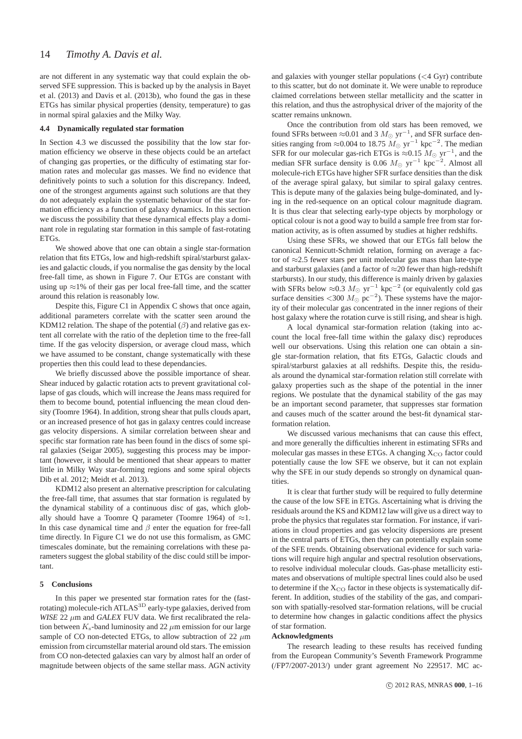are not different in any systematic way that could explain the observed SFE suppression. This is backed up by the analysis in Bayet et al. (2013) and Davis et al. (2013b), who found the gas in these ETGs has similar physical properties (density, temperature) to gas in normal spiral galaxies and the Milky Way.

### 4.4 Dynamically regulated star formation

In Section 4.3 we discussed the possibility that the low star formation efficiency we observe in these objects could be an artefact of changing gas properties, or the difficulty of estimating star formation rates and molecular gas masses. We find no evidence that definitively points to such a solution for this discrepancy. Indeed, one of the strongest arguments against such solutions are that they do not adequately explain the systematic behaviour of the star formation efficiency as a function of galaxy dynamics. In this section we discuss the possibility that these dynamical effects play a dominant role in regulating star formation in this sample of fast-rotating ETGs.

We showed above that one can obtain a single star-formation relation that fits ETGs, low and high-redshift spiral/starburst galaxies and galactic clouds, if you normalise the gas density by the local free-fall time, as shown in Figure 7. Our ETGs are constant with using up $\approx$1% of their gas per local free-fall time, and the scatter around this relation is reasonably low.

Despite this, Figure C1 in Appendix C shows that once again, additional parameters correlate with the scatter seen around the KDM12 relation. The shape of the potential ($\beta$) and relative gas extent all correlate with the ratio of the depletion time to the free-fall time. If the gas velocity dispersion, or average cloud mass, which we have assumed to be constant, change systematically with these properties then this could lead to these dependancies.

We briefly discussed above the possible importance of shear. Shear induced by galactic rotation acts to prevent gravitational collapse of gas clouds, which will increase the Jeans mass required for them to become bound, potential influencing the mean cloud density (Toomre 1964). In addition, strong shear that pulls clouds apart, or an increased presence of hot gas in galaxy centres could increase gas velocity dispersions. A similar correlation between shear and specific star formation rate has been found in the discs of some spiral galaxies (Seigar 2005), suggesting this process may be important (however, it should be mentioned that shear appears to matter little in Milky Way star-forming regions and some spiral objects Dib et al. 2012; Meidt et al. 2013).

KDM12 also present an alternative prescription for calculating the free-fall time, that assumes that star formation is regulated by the dynamical stability of a continuous disc of gas, which globally should have a Toomre Q parameter (Toomre 1964) of $\approx$1. In this case dynamical time and $\beta$ enter the equation for free-fall time directly. In Figure C1 we do not use this formalism, as GMC timescales dominate, but the remaining correlations with these parameters suggest the global stability of the disc could still be important.

## 5 Conclusions

In this paper we presented star formation rates for the (fast-rotating) molecule-rich ATLAS$^{3D}$ early-type galaxies, derived from *WISE* 22 $\mu$m and *GALEX* FUV data. We first recalibrated the relation between $K_s$-band luminosity and 22 $\mu$m emission for our large sample of CO non-detected ETGs, to allow subtraction of 22 $\mu$m emission from circumstellar material around old stars. The emission from CO non-detected galaxies can vary by almost half an order of magnitude between objects of the same stellar mass. AGN activity and galaxies with younger stellar populations (<4 Gyr) contribute to this scatter, but do not dominate it. We were unable to reproduce claimed correlations between stellar metallicity and the scatter in this relation, and thus the astrophysical driver of the majority of the scatter remains unknown.

Once the contribution from old stars has been removed, we found SFRs between $\approx$0.01 and 3 $M_{\odot}$ yr$^{-1}$, and SFR surface densities ranging from $\approx$0.004 to 18.75 $M_{\odot}$ yr$^{-1}$ kpc$^{-2}$. The median SFR for our molecular gas-rich ETGs is $\approx$0.15 $M_{\odot}$ yr$^{-1}$, and the median SFR surface density is 0.06 $M_{\odot}$ yr$^{-1}$ kpc$^{-2}$. Almost all molecule-rich ETGs have higher SFR surface densities than the disk of the average spiral galaxy, but similar to spiral galaxy centres. This is depute many of the galaxies being bulge-dominated, and lying in the red-sequence on an optical colour magnitude diagram. It is thus clear that selecting early-type objects by morphology or optical colour is not a good way to build a sample free from star formation activity, as is often assumed by studies at higher redshifts.

Using these SFRs, we showed that our ETGs fall below the canonical Kennicutt-Schmidt relation, forming on average a factor of $\approx$2.5 fewer stars per unit molecular gas mass than late-type and starburst galaxies (and a factor of $\approx$20 fewer than high-redshift starbursts). In our study, this difference is mainly driven by galaxies with SFRs below $\approx$0.3 $M_{\odot}$ yr$^{-1}$ kpc$^{-2}$ (or equivalently cold gas surface densities <300 $M_{\odot}$ pc$^{-2}$). These systems have the majority of their molecular gas concentrated in the inner regions of their host galaxy where the rotation curve is still rising, and shear is high.

A local dynamical star-formation relation (taking into account the local free-fall time within the galaxy disc) reproduces well our observations. Using this relation one can obtain a single star-formation relation, that fits ETGs, Galactic clouds and spiral/starburst galaxies at all redshifts. Despite this, the residuals around the dynamical star-formation relation still correlate with galaxy properties such as the shape of the potential in the inner regions. We postulate that the dynamical stability of the gas may be an important second parameter, that suppresses star formation and causes much of the scatter around the best-fit dynamical star-formation relation.

We discussed various mechanisms that can cause this effect, and more generally the difficulties inherent in estimating SFRs and molecular gas masses in these ETGs. A changing $X_{CO}$ factor could potentially cause the low SFE we observe, but it can not explain why the SFE in our study depends so strongly on dynamical quantities.

It is clear that further study will be required to fully determine the cause of the low SFE in ETGs. Ascertaining what is driving the residuals around the KS and KDM12 law will give us a direct way to probe the physics that regulates star formation. For instance, if variations in cloud properties and gas velocity dispersions are present in the central parts of ETGs, then they can potentially explain some of the SFE trends. Obtaining observational evidence for such variations will require high angular and spectral resolution observations, to resolve individual molecular clouds. Gas-phase metallicity estimates and observations of multiple spectral lines could also be used to determine if the $X_{CO}$ factor in these objects is systematically different. In addition, studies of the stability of the gas, and comparison with spatially-resolved star-formation relations, will be crucial to determine how changes in galactic conditions affect the physics of star formation.

**Acknowledgments**

The research leading to these results has received funding from the European Community's Seventh Framework Programme (/FP7/2007-2013/) under grant agreement No 229517. MC ac-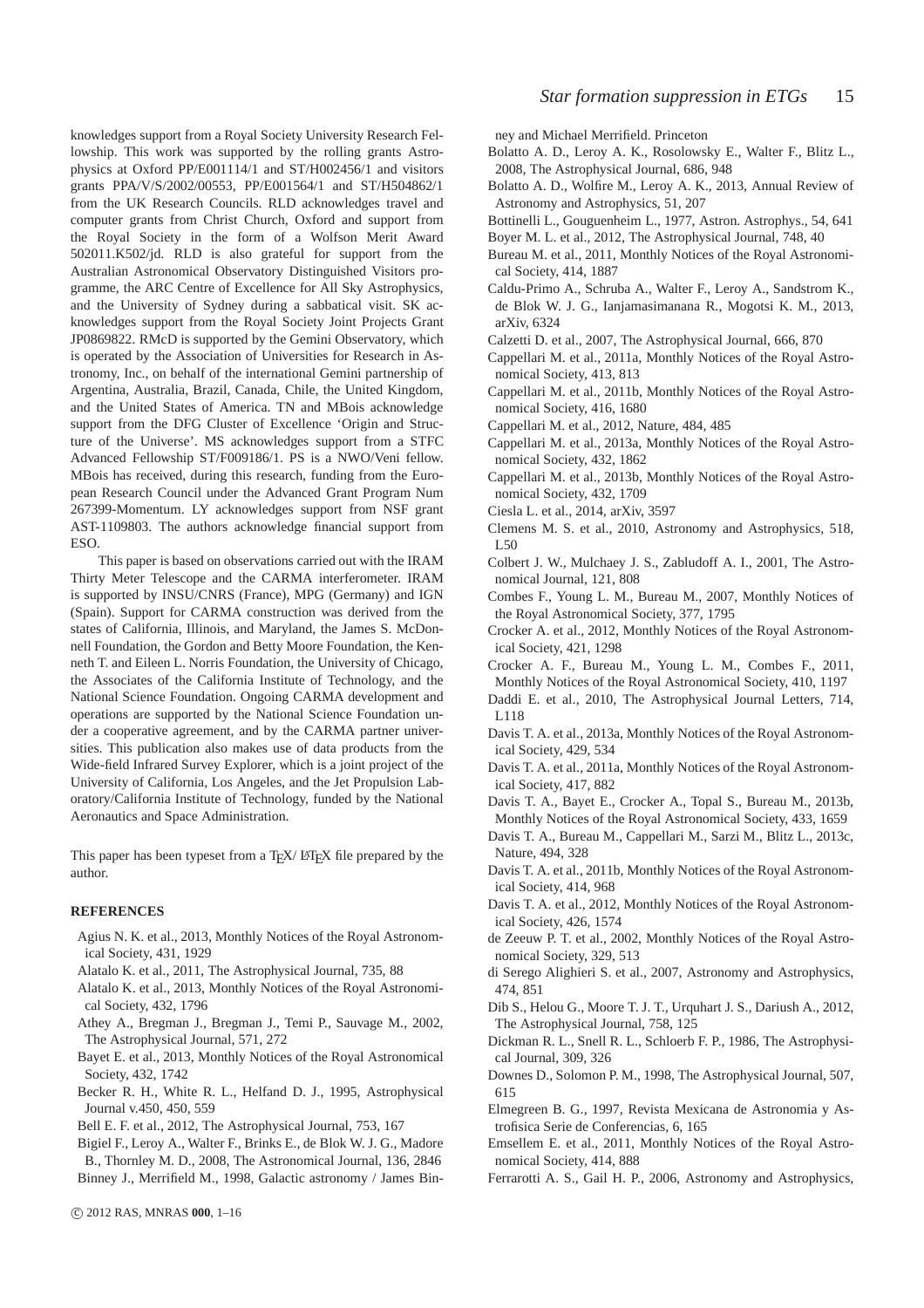knowledges support from a Royal Society University Research Fellowship. This work was supported by the rolling grants Astrophysics at Oxford PP/E001114/1 and ST/H002456/1 and visitors grants PPA/V/S/2002/00553, PP/E001564/1 and ST/H504862/1 from the UK Research Councils. RLD acknowledges travel and computer grants from Christ Church, Oxford and support from the Royal Society in the form of a Wolfson Merit Award 502011.K502/jd. RLD is also grateful for support from the Australian Astronomical Observatory Distinguished Visitors programme, the ARC Centre of Excellence for All Sky Astrophysics, and the University of Sydney during a sabbatical visit. SK acknowledges support from the Royal Society Joint Projects Grant JP0869822. RMcD is supported by the Gemini Observatory, which is operated by the Association of Universities for Research in Astronomy, Inc., on behalf of the international Gemini partnership of Argentina, Australia, Brazil, Canada, Chile, the United Kingdom, and the United States of America. TN and MBois acknowledge support from the DFG Cluster of Excellence 'Origin and Structure of the Universe'. MS acknowledges support from a STFC Advanced Fellowship ST/F009186/1. PS is a NWO/Veni fellow. MBois has received, during this research, funding from the European Research Council under the Advanced Grant Program Num 267399-Momentum. LY acknowledges support from NSF grant AST-1109803. The authors acknowledge financial support from ESO.

This paper is based on observations carried out with the IRAM Thirty Meter Telescope and the CARMA interferometer. IRAM is supported by INSU/CNRS (France), MPG (Germany) and IGN (Spain). Support for CARMA construction was derived from the states of California, Illinois, and Maryland, the James S. McDonnell Foundation, the Gordon and Betty Moore Foundation, the Kenneth T. and Eileen L. Norris Foundation, the University of Chicago, the Associates of the California Institute of Technology, and the National Science Foundation. Ongoing CARMA development and operations are supported by the National Science Foundation under a cooperative agreement, and by the CARMA partner universities. This publication also makes use of data products from the Wide-field Infrared Survey Explorer, which is a joint project of the University of California, Los Angeles, and the Jet Propulsion Laboratory/California Institute of Technology, funded by the National Aeronautics and Space Administration.

This paper has been typeset from a TEX/ LATEX file prepared by the author.

## REFERENCES

Agius N. K. et al., 2013, Monthly Notices of the Royal Astronomical Society, 431, 1929

Alatalo K. et al., 2011, The Astrophysical Journal, 735, 88

Alatalo K. et al., 2013, Monthly Notices of the Royal Astronomical Society, 432, 1796

Athey A., Bregman J., Bregman J., Temi P., Sauvage M., 2002, The Astrophysical Journal, 571, 272

Bayet E. et al., 2013, Monthly Notices of the Royal Astronomical Society, 432, 1742

Becker R. H., White R. L., Helfand D. J., 1995, Astrophysical Journal v.450, 450, 559

Bell E. F. et al., 2012, The Astrophysical Journal, 753, 167

Bigiel F., Leroy A., Walter F., Brinks E., de Blok W. J. G., Madore B., Thornley M. D., 2008, The Astronomical Journal, 136, 2846

Binney J., Merrifield M., 1998, Galactic astronomy / James Binney and Michael Merrifield. Princeton

Bolatto A. D., Leroy A. K., Rosolowsky E., Walter F., Blitz L., 2008, The Astrophysical Journal, 686, 948

Bolatto A. D., Wolfire M., Leroy A. K., 2013, Annual Review of Astronomy and Astrophysics, 51, 207

Bottinelli L., Gouguenheim L., 1977, Astron. Astrophys., 54, 641

Boyer M. L. et al., 2012, The Astrophysical Journal, 748, 40

Bureau M. et al., 2011, Monthly Notices of the Royal Astronomical Society, 414, 1887

Caldu-Primo A., Schruba A., Walter F., Leroy A., Sandstrom K., de Blok W. J. G., Ianjamasimanana R., Mogotsi K. M., 2013, arXiv, 6324

Calzetti D. et al., 2007, The Astrophysical Journal, 666, 870

Cappellari M. et al., 2011a, Monthly Notices of the Royal Astronomical Society, 413, 813

Cappellari M. et al., 2011b, Monthly Notices of the Royal Astronomical Society, 416, 1680

Cappellari M. et al., 2012, Nature, 484, 485

Cappellari M. et al., 2013a, Monthly Notices of the Royal Astronomical Society, 432, 1862

Cappellari M. et al., 2013b, Monthly Notices of the Royal Astronomical Society, 432, 1709

Ciesla L. et al., 2014, arXiv, 3597

Clemens M. S. et al., 2010, Astronomy and Astrophysics, 518, L50

Colbert J. W., Mulchaey J. S., Zabludoff A. I., 2001, The Astronomical Journal, 121, 808

Combes F., Young L. M., Bureau M., 2007, Monthly Notices of the Royal Astronomical Society, 377, 1795

Crocker A. et al., 2012, Monthly Notices of the Royal Astronomical Society, 421, 1298

Crocker A. F., Bureau M., Young L. M., Combes F., 2011, Monthly Notices of the Royal Astronomical Society, 410, 1197

Daddi E. et al., 2010, The Astrophysical Journal Letters, 714, L118

Davis T. A. et al., 2013a, Monthly Notices of the Royal Astronomical Society, 429, 534

Davis T. A. et al., 2011a, Monthly Notices of the Royal Astronomical Society, 417, 882

Davis T. A., Bayet E., Crocker A., Topal S., Bureau M., 2013b, Monthly Notices of the Royal Astronomical Society, 433, 1659

Davis T. A., Bureau M., Cappellari M., Sarzi M., Blitz L., 2013c, Nature, 494, 328

Davis T. A. et al., 2011b, Monthly Notices of the Royal Astronomical Society, 414, 968

Davis T. A. et al., 2012, Monthly Notices of the Royal Astronomical Society, 426, 1574

de Zeeuw P. T. et al., 2002, Monthly Notices of the Royal Astronomical Society, 329, 513

di Serego Alighieri S. et al., 2007, Astronomy and Astrophysics, 474, 851

Dib S., Helou G., Moore T. J. T., Urquhart J. S., Dariush A., 2012, The Astrophysical Journal, 758, 125

Dickman R. L., Snell R. L., Schloerb F. P., 1986, The Astrophysical Journal, 309, 326

Downes D., Solomon P. M., 1998, The Astrophysical Journal, 507, 615

Elmegreen B. G., 1997, Revista Mexicana de Astronomia y Astrofisica Serie de Conferencias, 6, 165

Emsellem E. et al., 2011, Monthly Notices of the Royal Astronomical Society, 414, 888

Ferrarotti A. S., Gail H. P., 2006, Astronomy and Astrophysics,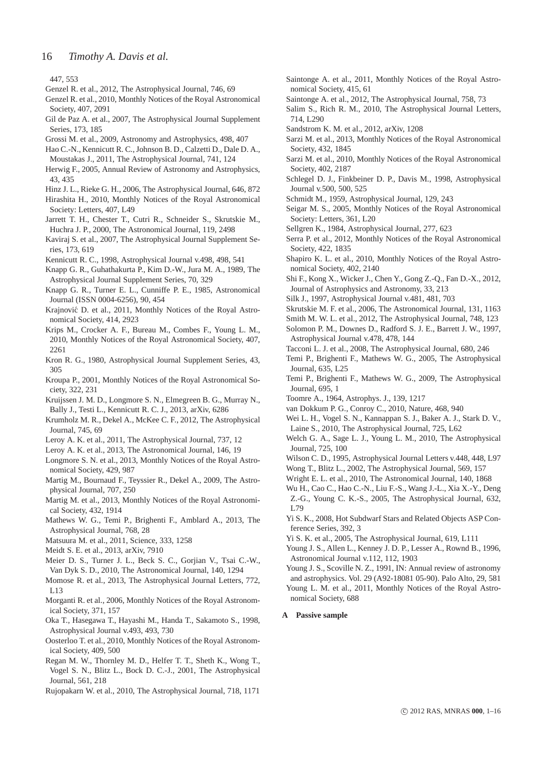447, 553

Genzel R. et al., 2012, The Astrophysical Journal, 746, 69

Genzel R. et al., 2010, Monthly Notices of the Royal Astronomical Society, 407, 2091

Gil de Paz A. et al., 2007, The Astrophysical Journal Supplement Series, 173, 185

Grossi M. et al., 2009, Astronomy and Astrophysics, 498, 407

Hao C.-N., Kennicutt R. C., Johnson B. D., Calzetti D., Dale D. A., Moustakas J., 2011, The Astrophysical Journal, 741, 124

Herwig F., 2005, Annual Review of Astronomy and Astrophysics, 43, 435

Hinz J. L., Rieke G. H., 2006, The Astrophysical Journal, 646, 872

Hirashita H., 2010, Monthly Notices of the Royal Astronomical Society: Letters, 407, L49

Jarrett T. H., Chester T., Cutri R., Schneider S., Skrutskie M., Huchra J. P., 2000, The Astronomical Journal, 119, 2498

Kaviraj S. et al., 2007, The Astrophysical Journal Supplement Series, 173, 619

Kennicutt R. C., 1998, Astrophysical Journal v.498, 498, 541

Knapp G. R., Guhathakurta P., Kim D.-W., Jura M. A., 1989, The Astrophysical Journal Supplement Series, 70, 329

Knapp G. R., Turner E. L., Cunniffe P. E., 1985, Astronomical Journal (ISSN 0004-6256), 90, 454

Krajnović D. et al., 2011, Monthly Notices of the Royal Astronomical Society, 414, 2923

Krips M., Crocker A. F., Bureau M., Combes F., Young L. M., 2010, Monthly Notices of the Royal Astronomical Society, 407, 2261

Kron R. G., 1980, Astrophysical Journal Supplement Series, 43, 305

Kroupa P., 2001, Monthly Notices of the Royal Astronomical Society, 322, 231

Kruijssen J. M. D., Longmore S. N., Elmegreen B. G., Murray N., Bally J., Testi L., Kennicutt R. C. J., 2013, arXiv, 6286

Krumholz M. R., Dekel A., McKee C. F., 2012, The Astrophysical Journal, 745, 69

Leroy A. K. et al., 2011, The Astrophysical Journal, 737, 12

Leroy A. K. et al., 2013, The Astronomical Journal, 146, 19

Longmore S. N. et al., 2013, Monthly Notices of the Royal Astronomical Society, 429, 987

Martig M., Bournaud F., Teyssier R., Dekel A., 2009, The Astrophysical Journal, 707, 250

Martig M. et al., 2013, Monthly Notices of the Royal Astronomical Society, 432, 1914

Mathews W. G., Temi P., Brighenti F., Amblard A., 2013, The Astrophysical Journal, 768, 28

Matsuura M. et al., 2011, Science, 333, 1258

Meidt S. E. et al., 2013, arXiv, 7910

Meier D. S., Turner J. L., Beck S. C., Gorjian V., Tsai C.-W., Van Dyk S. D., 2010, The Astronomical Journal, 140, 1294

Momose R. et al., 2013, The Astrophysical Journal Letters, 772, L13

Morganti R. et al., 2006, Monthly Notices of the Royal Astronomical Society, 371, 157

Oka T., Hasegawa T., Hayashi M., Handa T., Sakamoto S., 1998, Astrophysical Journal v.493, 493, 730

Oosterloo T. et al., 2010, Monthly Notices of the Royal Astronomical Society, 409, 500

Regan M. W., Thornley M. D., Helfer T. T., Sheth K., Wong T., Vogel S. N., Blitz L., Bock D. C.-J., 2001, The Astrophysical Journal, 561, 218

Rujopakarn W. et al., 2010, The Astrophysical Journal, 718, 1171

Saintonge A. et al., 2011, Monthly Notices of the Royal Astronomical Society, 415, 61

Saintonge A. et al., 2012, The Astrophysical Journal, 758, 73

Salim S., Rich R. M., 2010, The Astrophysical Journal Letters, 714, L290

Sandstrom K. M. et al., 2012, arXiv, 1208

Sarzi M. et al., 2013, Monthly Notices of the Royal Astronomical Society, 432, 1845

Sarzi M. et al., 2010, Monthly Notices of the Royal Astronomical Society, 402, 2187

Schlegel D. J., Finkbeiner D. P., Davis M., 1998, Astrophysical Journal v.500, 500, 525

Schmidt M., 1959, Astrophysical Journal, 129, 243

Seigar M. S., 2005, Monthly Notices of the Royal Astronomical Society: Letters, 361, L20

Sellgren K., 1984, Astrophysical Journal, 277, 623

Serra P. et al., 2012, Monthly Notices of the Royal Astronomical Society, 422, 1835

Shapiro K. L. et al., 2010, Monthly Notices of the Royal Astronomical Society, 402, 2140

Shi F., Kong X., Wicker J., Chen Y., Gong Z.-Q., Fan D.-X., 2012, Journal of Astrophysics and Astronomy, 33, 213

Silk J., 1997, Astrophysical Journal v.481, 481, 703

Skrutskie M. F. et al., 2006, The Astronomical Journal, 131, 1163

Smith M. W. L. et al., 2012, The Astrophysical Journal, 748, 123

Solomon P. M., Downes D., Radford S. J. E., Barrett J. W., 1997, Astrophysical Journal v.478, 478, 144

Tacconi L. J. et al., 2008, The Astrophysical Journal, 680, 246

Temi P., Brighenti F., Mathews W. G., 2005, The Astrophysical Journal, 635, L25

Temi P., Brighenti F., Mathews W. G., 2009, The Astrophysical Journal, 695, 1

Toomre A., 1964, Astrophys. J., 139, 1217

van Dokkum P. G., Conroy C., 2010, Nature, 468, 940

Wei L. H., Vogel S. N., Kannappan S. J., Baker A. J., Stark D. V., Laine S., 2010, The Astrophysical Journal, 725, L62

Welch G. A., Sage L. J., Young L. M., 2010, The Astrophysical Journal, 725, 100

Wilson C. D., 1995, Astrophysical Journal Letters v.448, 448, L97

Wong T., Blitz L., 2002, The Astrophysical Journal, 569, 157

Wright E. L. et al., 2010, The Astronomical Journal, 140, 1868

Wu H., Cao C., Hao C.-N., Liu F.-S., Wang J.-L., Xia X.-Y., Deng Z.-G., Young C. K.-S., 2005, The Astrophysical Journal, 632, L79

Yi S. K., 2008, Hot Subdwarf Stars and Related Objects ASP Conference Series, 392, 3

Yi S. K. et al., 2005, The Astrophysical Journal, 619, L111

Young J. S., Allen L., Kenney J. D. P., Lesser A., Rownd B., 1996, Astronomical Journal v.112, 112, 1903

Young J. S., Scoville N. Z., 1991, IN: Annual review of astronomy and astrophysics. Vol. 29 (A92-18081 05-90). Palo Alto, 29, 581

Young L. M. et al., 2011, Monthly Notices of the Royal Astronomical Society, 688

## A Passive sample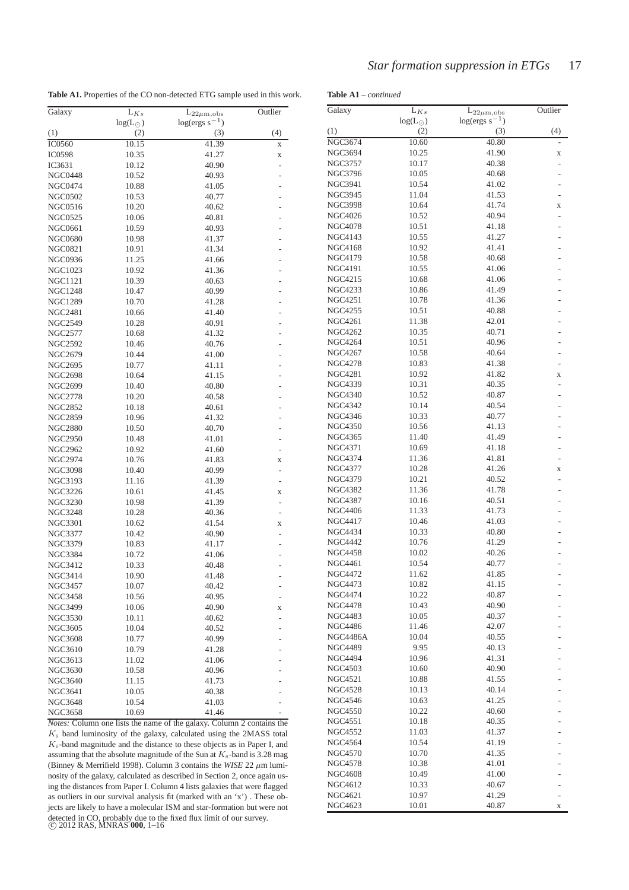**Table A1.** Properties of the CO non-detected ETG sample used in this work.

| Galaxy | $L_{Ks}$ | $L_{22\mu m,obs}$ | Outlier |
|---|---|---|---|
| | $\log(L_\odot)$ | $\log(\mathrm{ergs\ s^{-1}})$ | |
| (1) | (2) | (3) | (4) |
| IC0560 | 10.15 | 41.39 | x |
| IC0598 | 10.35 | 41.27 | x |
| IC3631 | 10.12 | 40.90 | - |
| NGC0448 | 10.52 | 40.93 | - |
| NGC0474 | 10.88 | 41.05 | - |
| NGC0502 | 10.53 | 40.77 | - |
| NGC0516 | 10.20 | 40.62 | - |
| NGC0525 | 10.06 | 40.81 | - |
| NGC0661 | 10.59 | 40.93 | - |
| NGC0680 | 10.98 | 41.37 | - |
| NGC0821 | 10.91 | 41.34 | - |
| NGC0936 | 11.25 | 41.66 | - |
| NGC1023 | 10.92 | 41.36 | - |
| NGC1121 | 10.39 | 40.63 | - |
| NGC1248 | 10.47 | 40.99 | - |
| NGC1289 | 10.70 | 41.28 | - |
| NGC2481 | 10.66 | 41.40 | - |
| NGC2549 | 10.28 | 40.91 | - |
| NGC2577 | 10.68 | 41.32 | - |
| NGC2592 | 10.46 | 40.76 | - |
| NGC2679 | 10.44 | 41.00 | - |
| NGC2695 | 10.77 | 41.11 | - |
| NGC2698 | 10.64 | 41.15 | - |
| NGC2699 | 10.40 | 40.80 | - |
| NGC2778 | 10.20 | 40.58 | - |
| NGC2852 | 10.18 | 40.61 | - |
| NGC2859 | 10.96 | 41.32 | - |
| NGC2880 | 10.50 | 40.70 | - |
| NGC2950 | 10.48 | 41.01 | - |
| NGC2962 | 10.92 | 41.60 | - |
| NGC2974 | 10.76 | 41.83 | x |
| NGC3098 | 10.40 | 40.99 | - |
| NGC3193 | 11.16 | 41.39 | - |
| NGC3226 | 10.61 | 41.45 | x |
| NGC3230 | 10.98 | 41.39 | - |
| NGC3248 | 10.28 | 40.36 | - |
| NGC3301 | 10.62 | 41.54 | x |
| NGC3377 | 10.42 | 40.90 | - |
| NGC3379 | 10.83 | 41.17 | - |
| NGC3384 | 10.72 | 41.06 | - |
| NGC3412 | 10.33 | 40.48 | - |
| NGC3414 | 10.90 | 41.48 | - |
| NGC3457 | 10.07 | 40.42 | - |
| NGC3458 | 10.56 | 40.95 | - |
| NGC3499 | 10.06 | 40.90 | x |
| NGC3530 | 10.11 | 40.62 | - |
| NGC3605 | 10.04 | 40.52 | - |
| NGC3608 | 10.77 | 40.99 | - |
| NGC3610 | 10.79 | 41.28 | - |
| NGC3613 | 11.02 | 41.06 | - |
| NGC3630 | 10.58 | 40.96 | - |
| NGC3640 | 11.15 | 41.73 | - |
| NGC3641 | 10.05 | 40.38 | - |
| NGC3648 | 10.54 | 41.03 | - |
| NGC3658 | 10.69 | 41.46 | - |
| NGC3674 | 10.60 | 40.80 | - |
| NGC3694 | 10.25 | 41.90 | x |
| NGC3757 | 10.17 | 40.38 | - |
| NGC3796 | 10.05 | 40.68 | - |
| NGC3941 | 10.54 | 41.02 | - |
| NGC3945 | 11.04 | 41.53 | - |
| NGC3998 | 10.64 | 41.74 | x |
| NGC4026 | 10.52 | 40.94 | - |
| NGC4078 | 10.51 | 41.18 | - |
| NGC4143 | 10.55 | 41.27 | - |
| NGC4168 | 10.92 | 41.41 | - |
| NGC4179 | 10.58 | 40.68 | - |
| NGC4191 | 10.55 | 41.06 | - |
| NGC4215 | 10.68 | 41.06 | - |
| NGC4233 | 10.86 | 41.49 | - |
| NGC4251 | 10.78 | 41.36 | - |
| NGC4255 | 10.51 | 40.88 | - |
| NGC4261 | 11.38 | 42.01 | - |
| NGC4262 | 10.35 | 40.71 | - |
| NGC4264 | 10.51 | 40.96 | - |
| NGC4267 | 10.58 | 40.64 | - |
| NGC4278 | 10.83 | 41.38 | - |
| NGC4281 | 10.92 | 41.82 | x |
| NGC4339 | 10.31 | 40.35 | - |
| NGC4340 | 10.52 | 40.87 | - |
| NGC4342 | 10.14 | 40.54 | - |
| NGC4346 | 10.33 | 40.77 | - |
| NGC4350 | 10.56 | 41.13 | - |
| NGC4365 | 11.40 | 41.49 | - |
| NGC4371 | 10.69 | 41.18 | - |
| NGC4374 | 11.36 | 41.81 | - |
| NGC4377 | 10.28 | 41.26 | x |
| NGC4379 | 10.21 | 40.52 | - |
| NGC4382 | 11.36 | 41.78 | - |
| NGC4387 | 10.16 | 40.51 | - |
| NGC4406 | 11.33 | 41.73 | - |
| NGC4417 | 10.46 | 41.03 | - |
| NGC4434 | 10.33 | 40.80 | - |
| NGC4442 | 10.76 | 41.29 | - |
| NGC4458 | 10.02 | 40.26 | - |
| NGC4461 | 10.54 | 40.77 | - |
| NGC4472 | 11.62 | 41.85 | - |
| NGC4473 | 10.82 | 41.15 | - |
| NGC4474 | 10.22 | 40.87 | - |
| NGC4478 | 10.43 | 40.90 | - |
| NGC4483 | 10.05 | 40.37 | - |
| NGC4486 | 11.46 | 42.07 | - |
| NGC4486A | 10.04 | 40.55 | - |
| NGC4489 | 9.95 | 40.13 | - |
| NGC4494 | 10.96 | 41.31 | - |
| NGC4503 | 10.60 | 40.90 | - |
| NGC4521 | 10.88 | 41.55 | - |
| NGC4528 | 10.13 | 40.14 | - |
| NGC4546 | 10.63 | 41.25 | - |
| NGC4550 | 10.22 | 40.60 | - |
| NGC4551 | 10.18 | 40.35 | - |
| NGC4552 | 11.03 | 41.37 | - |
| NGC4564 | 10.54 | 41.19 | - |
| NGC4570 | 10.70 | 41.35 | - |
| NGC4578 | 10.38 | 41.01 | - |
| NGC4608 | 10.49 | 41.00 | - |
| NGC4612 | 10.33 | 40.67 | - |
| NGC4621 | 10.97 | 41.29 | - |
| NGC4623 | 10.01 | 40.87 | x |

*Notes:* Column one lists the name of the galaxy. Column 2 contains the $K_s$ band luminosity of the galaxy, calculated using the 2MASS total $K_s$-band magnitude and the distance to these objects as in Paper I, and assuming that the absolute magnitude of the Sun at $K_s$-band is 3.28 mag (Binney & Merrifield 1998). Column 3 contains the *WISE* 22 $\mu$m luminosity of the galaxy, calculated as described in Section 2, once again using the distances from Paper I. Column 4 lists galaxies that were flagged as outliers in our survival analysis fit (marked with an 'x') . These objects are likely to have a molecular ISM and star-formation but were not detected in CO, probably due to the fixed flux limit of our survey.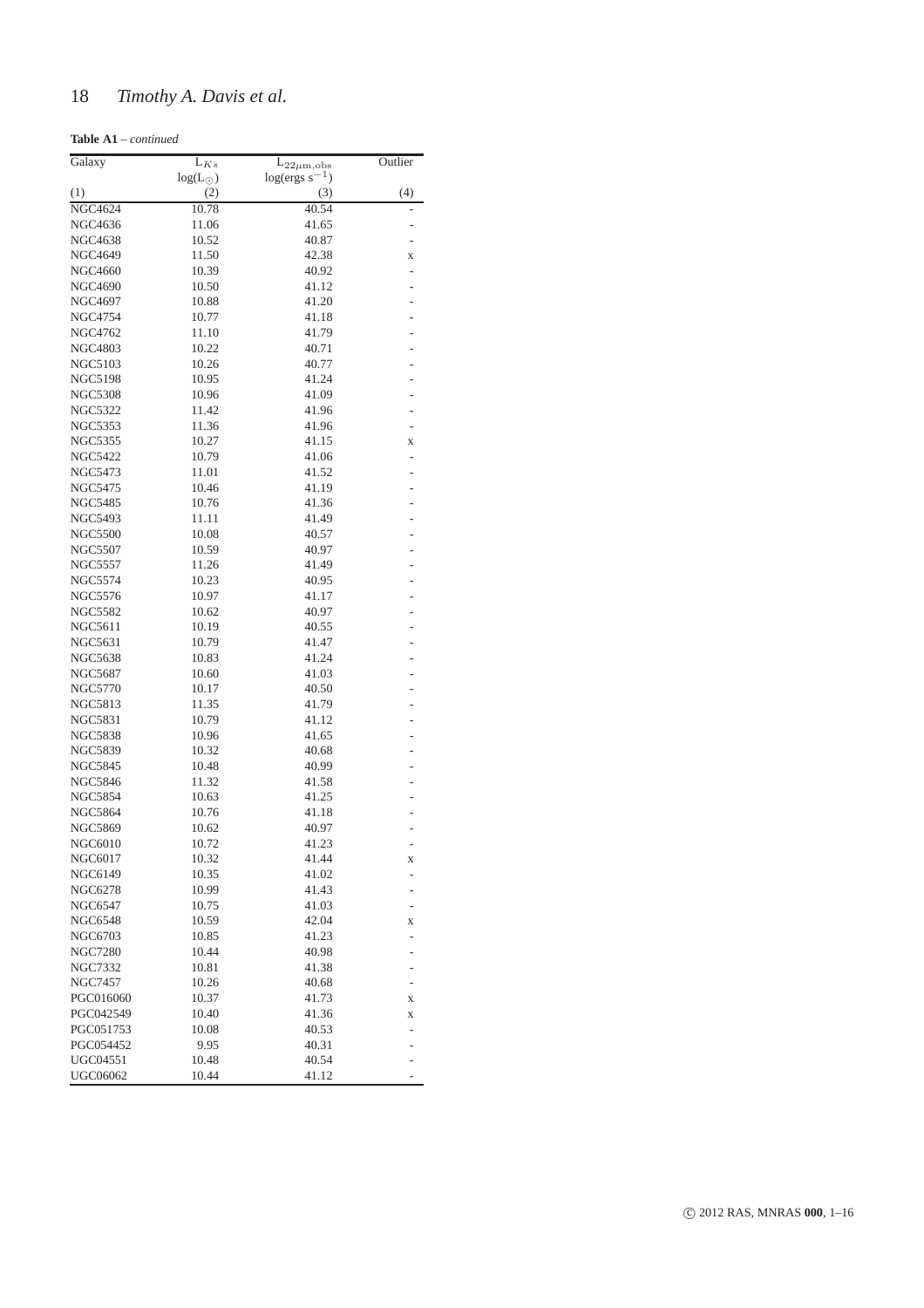**Table A1** – *continued*

| Galaxy | $L_{Ks}$ | $L_{22\mu m,obs}$ | Outlier |
|---|---|---|---|
| | $\log(L_\odot)$ | $\log(ergs\ s^{-1})$ | |
| (1) | (2) | (3) | (4) |
| NGC4624 | 10.78 | 40.54 | - |
| NGC4636 | 11.06 | 41.65 | - |
| NGC4638 | 10.52 | 40.87 | - |
| NGC4649 | 11.50 | 42.38 | x |
| NGC4660 | 10.39 | 40.92 | - |
| NGC4690 | 10.50 | 41.12 | - |
| NGC4697 | 10.88 | 41.20 | - |
| NGC4754 | 10.77 | 41.18 | - |
| NGC4762 | 11.10 | 41.79 | - |
| NGC4803 | 10.22 | 40.71 | - |
| NGC5103 | 10.26 | 40.77 | - |
| NGC5198 | 10.95 | 41.24 | - |
| NGC5308 | 10.96 | 41.09 | - |
| NGC5322 | 11.42 | 41.96 | - |
| NGC5353 | 11.36 | 41.96 | - |
| NGC5355 | 10.27 | 41.15 | x |
| NGC5422 | 10.79 | 41.06 | - |
| NGC5473 | 11.01 | 41.52 | - |
| NGC5475 | 10.46 | 41.19 | - |
| NGC5485 | 10.76 | 41.36 | - |
| NGC5493 | 11.11 | 41.49 | - |
| NGC5500 | 10.08 | 40.57 | - |
| NGC5507 | 10.59 | 40.97 | - |
| NGC5557 | 11.26 | 41.49 | - |
| NGC5574 | 10.23 | 40.95 | - |
| NGC5576 | 10.97 | 41.17 | - |
| NGC5582 | 10.62 | 40.97 | - |
| NGC5611 | 10.19 | 40.55 | - |
| NGC5631 | 10.79 | 41.47 | - |
| NGC5638 | 10.83 | 41.24 | - |
| NGC5687 | 10.60 | 41.03 | - |
| NGC5770 | 10.17 | 40.50 | - |
| NGC5813 | 11.35 | 41.79 | - |
| NGC5831 | 10.79 | 41.12 | - |
| NGC5838 | 10.96 | 41.65 | - |
| NGC5839 | 10.32 | 40.68 | - |
| NGC5845 | 10.48 | 40.99 | - |
| NGC5846 | 11.32 | 41.58 | - |
| NGC5854 | 10.63 | 41.25 | - |
| NGC5864 | 10.76 | 41.18 | - |
| NGC5869 | 10.62 | 40.97 | - |
| NGC6010 | 10.72 | 41.23 | - |
| NGC6017 | 10.32 | 41.44 | x |
| NGC6149 | 10.35 | 41.02 | - |
| NGC6278 | 10.99 | 41.43 | - |
| NGC6547 | 10.75 | 41.03 | - |
| NGC6548 | 10.59 | 42.04 | x |
| NGC6703 | 10.85 | 41.23 | - |
| NGC7280 | 10.44 | 40.98 | - |
| NGC7332 | 10.81 | 41.38 | - |
| NGC7457 | 10.26 | 40.68 | - |
| PGC016060 | 10.37 | 41.73 | x |
| PGC042549 | 10.40 | 41.36 | x |
| PGC051753 | 10.08 | 40.53 | - |
| PGC054452 | 9.95 | 40.31 | - |
| UGC04551 | 10.48 | 40.54 | - |
| UGC06062 | 10.44 | 41.12 | - |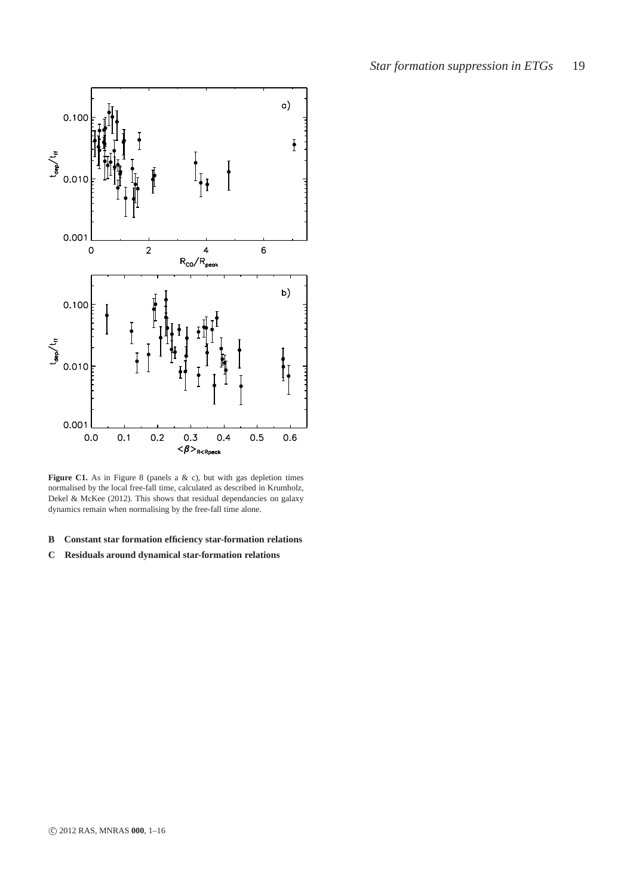**Figure C1.** As in Figure 8 (panels a & c), but with gas depletion times normalised by the local free-fall time, calculated as described in Krumholz, Dekel & McKee (2012). This shows that residual dependancies on galaxy dynamics remain when normalising by the free-fall time alone.

## B Constant star formation efficiency star-formation relations

## C Residuals around dynamical star-formation relations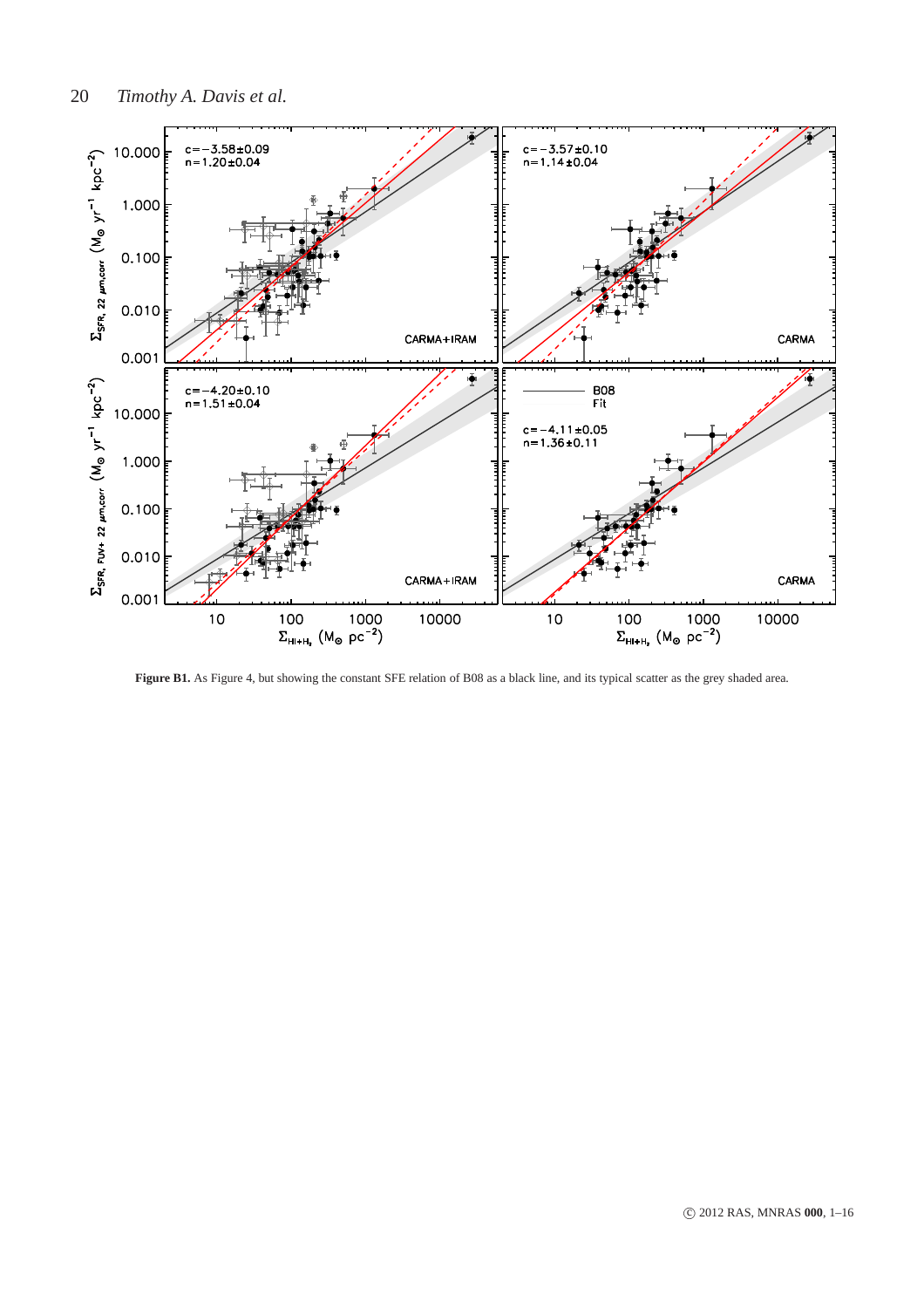$c = -3.58 \pm 0.09$
$n = 1.20 \pm 0.04$

CARMA+IRAM

$c = -3.57 \pm 0.10$
$n = 1.14 \pm 0.04$

CARMA

$c = -4.20 \pm 0.10$
$n = 1.51 \pm 0.04$

CARMA+IRAM

B08
Fit

$c = -4.11 \pm 0.05$
$n = 1.36 \pm 0.11$

CARMA

$\Sigma_{\rm SFR,\ 22\ \mu m,corr}$ ($M_\odot$ yr$^{-1}$ kpc$^{-2}$)

$\Sigma_{\rm SFR,\ FUV+\ 22\ \mu m,corr}$ ($M_\odot$ yr$^{-1}$ kpc$^{-2}$)

$\Sigma_{\rm HI+H_2}$ ($M_\odot$ pc$^{-2}$)

**Figure B1.** As Figure 4, but showing the constant SFE relation of B08 as a black line, and its typical scatter as the grey shaded area.